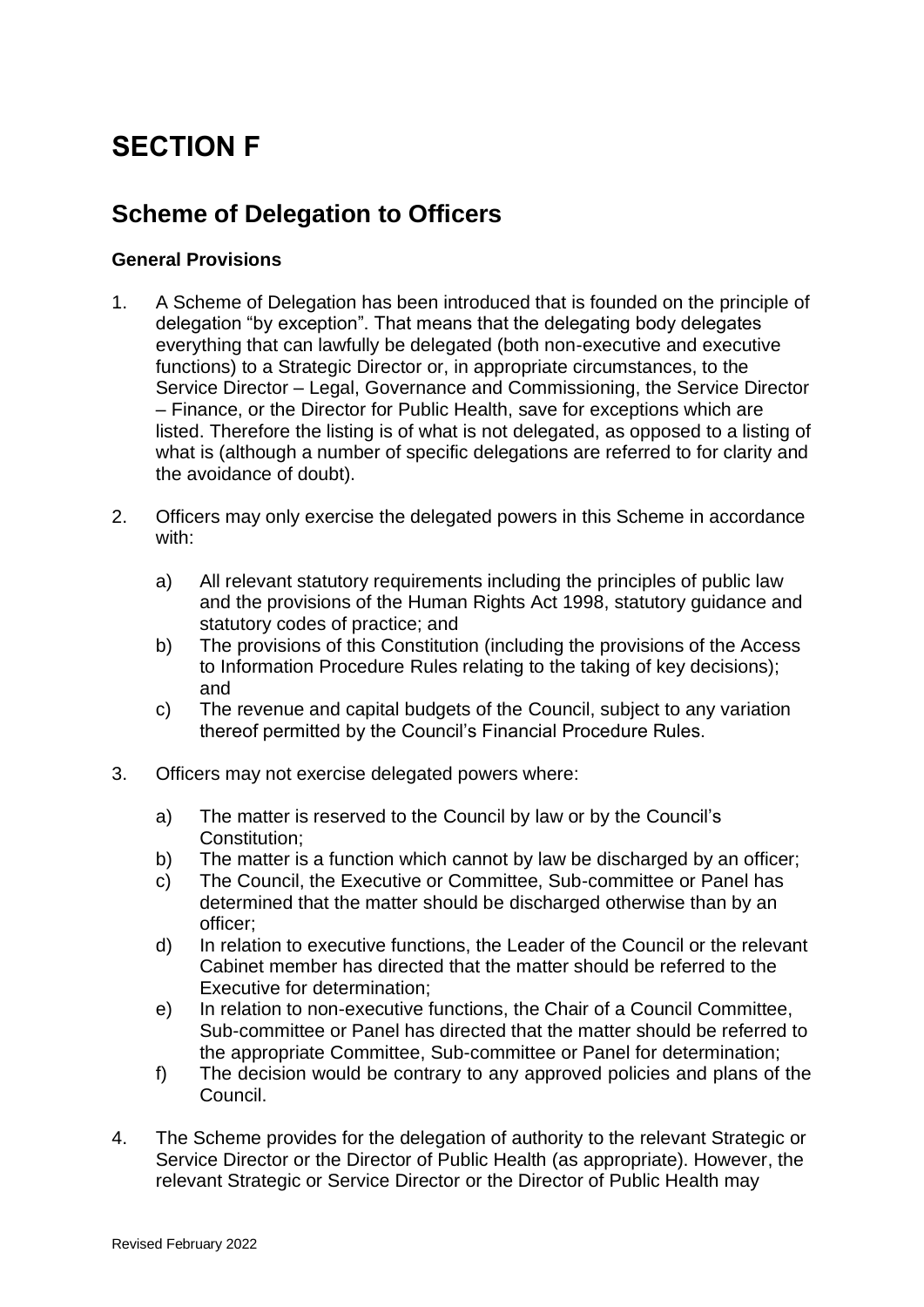# SECTION F

## Scheme of Delegation to Officers

### General Provisions

1. A Scheme of Delegation has been introduced that is founded on the principle of delegation "by exception". That means that the delegating body delegates everything that can lawfully be delegated (both non-executive and executive functions) to a Strategic Director or, in appropriate circumstances, to the Service Director – Legal, Governance and Commissioning, the Service Director – Finance, or the Director for Public Health, save for exceptions which are listed. Therefore the listing is of what is not delegated, as opposed to a listing of what is (although a number of specific delegations are referred to for clarity and the avoidance of doubt).

2. Officers may only exercise the delegated powers in this Scheme in accordance with:

   a) All relevant statutory requirements including the principles of public law and the provisions of the Human Rights Act 1998, statutory guidance and statutory codes of practice; and
   b) The provisions of this Constitution (including the provisions of the Access to Information Procedure Rules relating to the taking of key decisions); and
   c) The revenue and capital budgets of the Council, subject to any variation thereof permitted by the Council's Financial Procedure Rules.

3. Officers may not exercise delegated powers where:

   a) The matter is reserved to the Council by law or by the Council's Constitution;
   b) The matter is a function which cannot by law be discharged by an officer;
   c) The Council, the Executive or Committee, Sub-committee or Panel has determined that the matter should be discharged otherwise than by an officer;
   d) In relation to executive functions, the Leader of the Council or the relevant Cabinet member has directed that the matter should be referred to the Executive for determination;
   e) In relation to non-executive functions, the Chair of a Council Committee, Sub-committee or Panel has directed that the matter should be referred to the appropriate Committee, Sub-committee or Panel for determination;
   f) The decision would be contrary to any approved policies and plans of the Council.

4. The Scheme provides for the delegation of authority to the relevant Strategic or Service Director or the Director of Public Health (as appropriate). However, the relevant Strategic or Service Director or the Director of Public Health may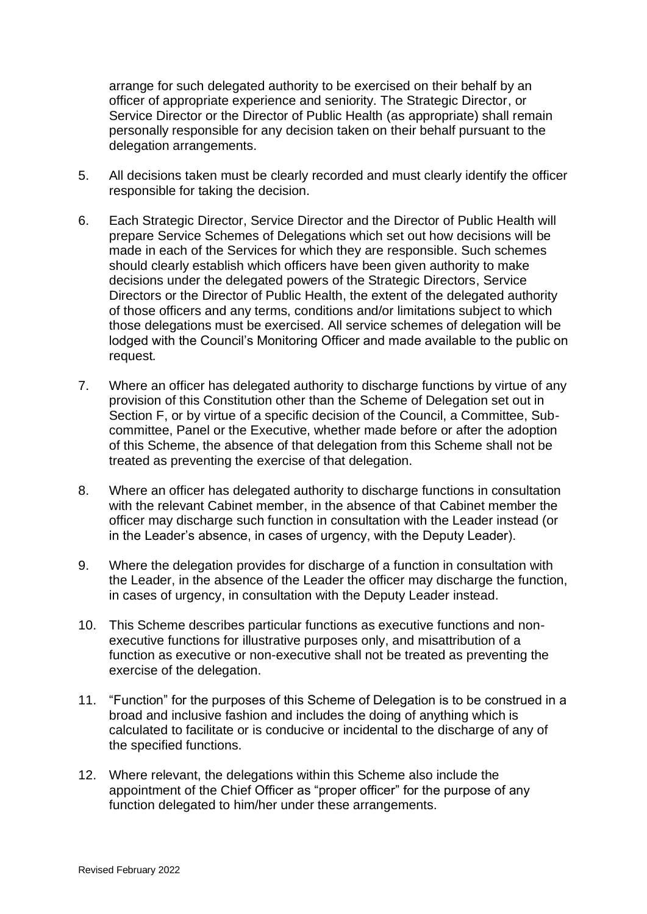arrange for such delegated authority to be exercised on their behalf by an officer of appropriate experience and seniority. The Strategic Director, or Service Director or the Director of Public Health (as appropriate) shall remain personally responsible for any decision taken on their behalf pursuant to the delegation arrangements.

5. All decisions taken must be clearly recorded and must clearly identify the officer responsible for taking the decision.

6. Each Strategic Director, Service Director and the Director of Public Health will prepare Service Schemes of Delegations which set out how decisions will be made in each of the Services for which they are responsible. Such schemes should clearly establish which officers have been given authority to make decisions under the delegated powers of the Strategic Directors, Service Directors or the Director of Public Health, the extent of the delegated authority of those officers and any terms, conditions and/or limitations subject to which those delegations must be exercised. All service schemes of delegation will be lodged with the Council's Monitoring Officer and made available to the public on request.

7. Where an officer has delegated authority to discharge functions by virtue of any provision of this Constitution other than the Scheme of Delegation set out in Section F, or by virtue of a specific decision of the Council, a Committee, Sub-committee, Panel or the Executive, whether made before or after the adoption of this Scheme, the absence of that delegation from this Scheme shall not be treated as preventing the exercise of that delegation.

8. Where an officer has delegated authority to discharge functions in consultation with the relevant Cabinet member, in the absence of that Cabinet member the officer may discharge such function in consultation with the Leader instead (or in the Leader's absence, in cases of urgency, with the Deputy Leader).

9. Where the delegation provides for discharge of a function in consultation with the Leader, in the absence of the Leader the officer may discharge the function, in cases of urgency, in consultation with the Deputy Leader instead.

10. This Scheme describes particular functions as executive functions and non-executive functions for illustrative purposes only, and misattribution of a function as executive or non-executive shall not be treated as preventing the exercise of the delegation.

11. "Function" for the purposes of this Scheme of Delegation is to be construed in a broad and inclusive fashion and includes the doing of anything which is calculated to facilitate or is conducive or incidental to the discharge of any of the specified functions.

12. Where relevant, the delegations within this Scheme also include the appointment of the Chief Officer as "proper officer" for the purpose of any function delegated to him/her under these arrangements.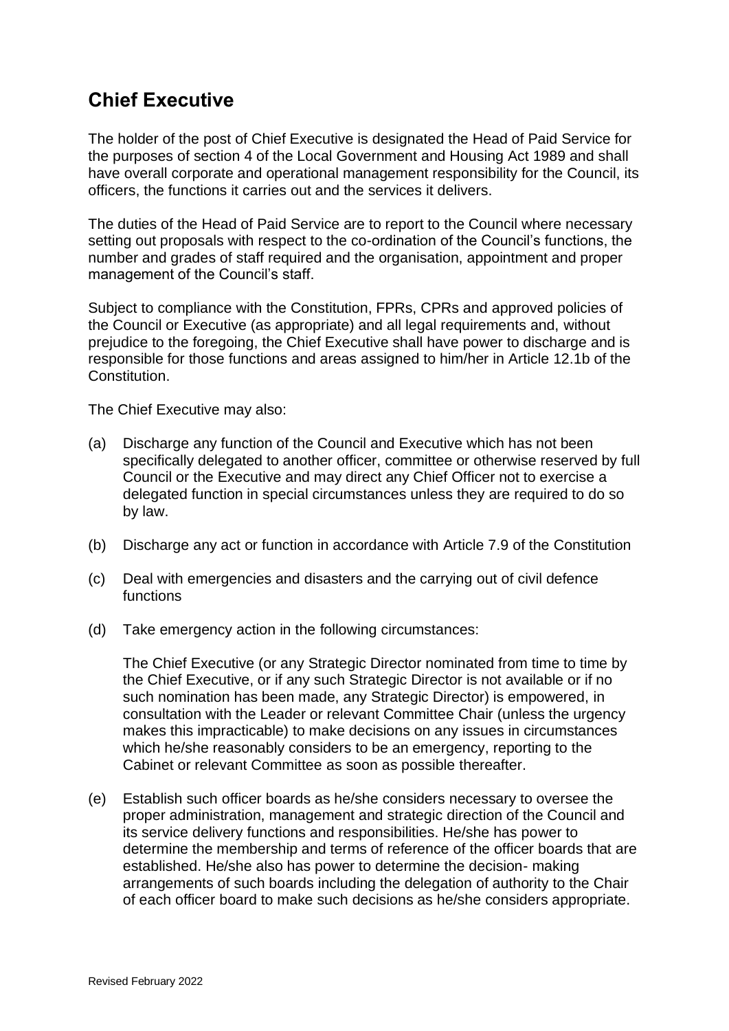## Chief Executive

The holder of the post of Chief Executive is designated the Head of Paid Service for the purposes of section 4 of the Local Government and Housing Act 1989 and shall have overall corporate and operational management responsibility for the Council, its officers, the functions it carries out and the services it delivers.

The duties of the Head of Paid Service are to report to the Council where necessary setting out proposals with respect to the co-ordination of the Council's functions, the number and grades of staff required and the organisation, appointment and proper management of the Council's staff.

Subject to compliance with the Constitution, FPRs, CPRs and approved policies of the Council or Executive (as appropriate) and all legal requirements and, without prejudice to the foregoing, the Chief Executive shall have power to discharge and is responsible for those functions and areas assigned to him/her in Article 12.1b of the Constitution.

The Chief Executive may also:

(a) Discharge any function of the Council and Executive which has not been specifically delegated to another officer, committee or otherwise reserved by full Council or the Executive and may direct any Chief Officer not to exercise a delegated function in special circumstances unless they are required to do so by law.

(b) Discharge any act or function in accordance with Article 7.9 of the Constitution

(c) Deal with emergencies and disasters and the carrying out of civil defence functions

(d) Take emergency action in the following circumstances:

The Chief Executive (or any Strategic Director nominated from time to time by the Chief Executive, or if any such Strategic Director is not available or if no such nomination has been made, any Strategic Director) is empowered, in consultation with the Leader or relevant Committee Chair (unless the urgency makes this impracticable) to make decisions on any issues in circumstances which he/she reasonably considers to be an emergency, reporting to the Cabinet or relevant Committee as soon as possible thereafter.

(e) Establish such officer boards as he/she considers necessary to oversee the proper administration, management and strategic direction of the Council and its service delivery functions and responsibilities. He/she has power to determine the membership and terms of reference of the officer boards that are established. He/she also has power to determine the decision- making arrangements of such boards including the delegation of authority to the Chair of each officer board to make such decisions as he/she considers appropriate.

Revised February 2022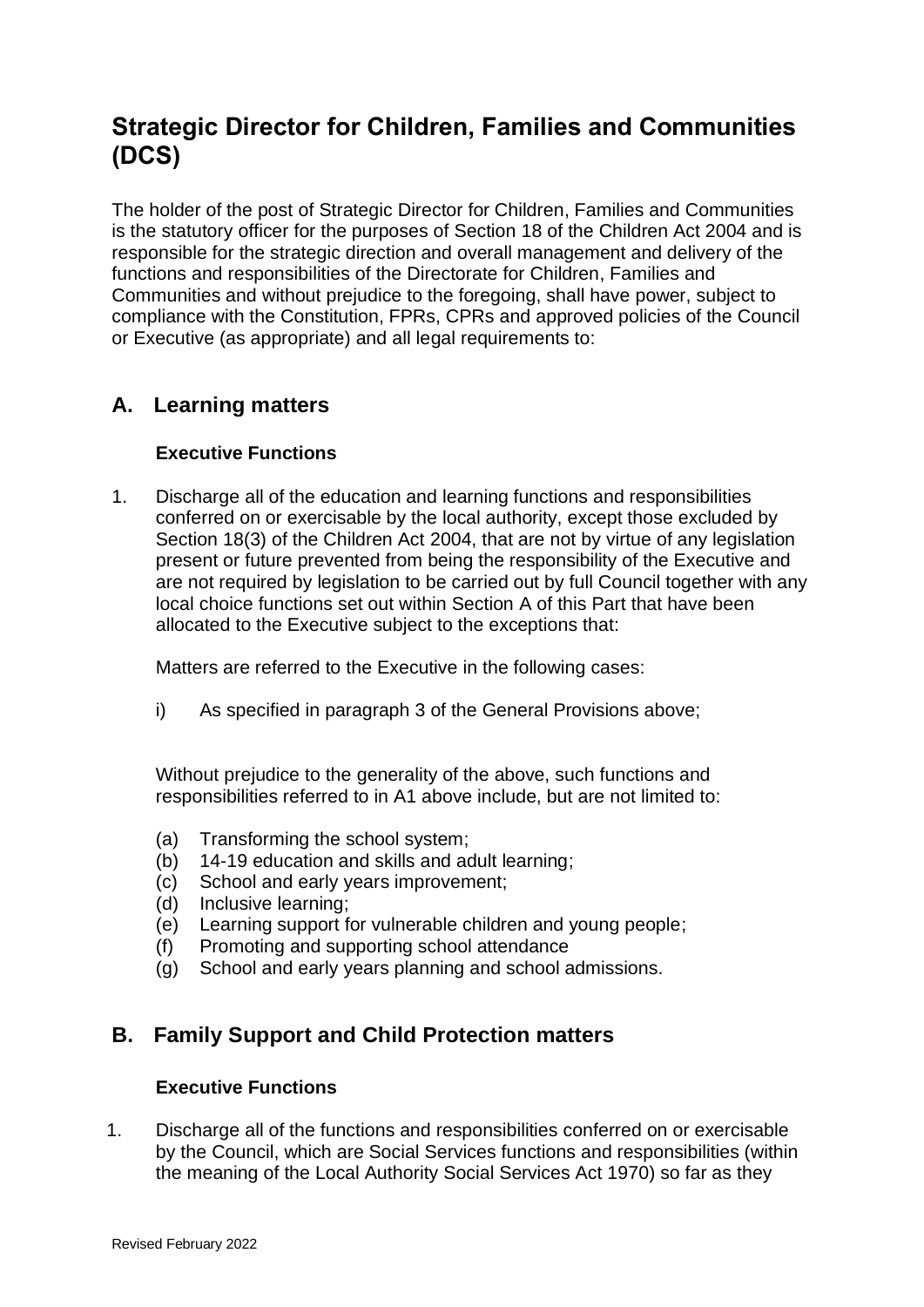# Strategic Director for Children, Families and Communities (DCS)

The holder of the post of Strategic Director for Children, Families and Communities is the statutory officer for the purposes of Section 18 of the Children Act 2004 and is responsible for the strategic direction and overall management and delivery of the functions and responsibilities of the Directorate for Children, Families and Communities and without prejudice to the foregoing, shall have power, subject to compliance with the Constitution, FPRs, CPRs and approved policies of the Council or Executive (as appropriate) and all legal requirements to:

## A. Learning matters

### Executive Functions

1. Discharge all of the education and learning functions and responsibilities conferred on or exercisable by the local authority, except those excluded by Section 18(3) of the Children Act 2004, that are not by virtue of any legislation present or future prevented from being the responsibility of the Executive and are not required by legislation to be carried out by full Council together with any local choice functions set out within Section A of this Part that have been allocated to the Executive subject to the exceptions that:

   Matters are referred to the Executive in the following cases:

   i) As specified in paragraph 3 of the General Provisions above;

   Without prejudice to the generality of the above, such functions and responsibilities referred to in A1 above include, but are not limited to:

   (a) Transforming the school system;
   (b) 14-19 education and skills and adult learning;
   (c) School and early years improvement;
   (d) Inclusive learning;
   (e) Learning support for vulnerable children and young people;
   (f) Promoting and supporting school attendance
   (g) School and early years planning and school admissions.

## B. Family Support and Child Protection matters

### Executive Functions

1. Discharge all of the functions and responsibilities conferred on or exercisable by the Council, which are Social Services functions and responsibilities (within the meaning of the Local Authority Social Services Act 1970) so far as they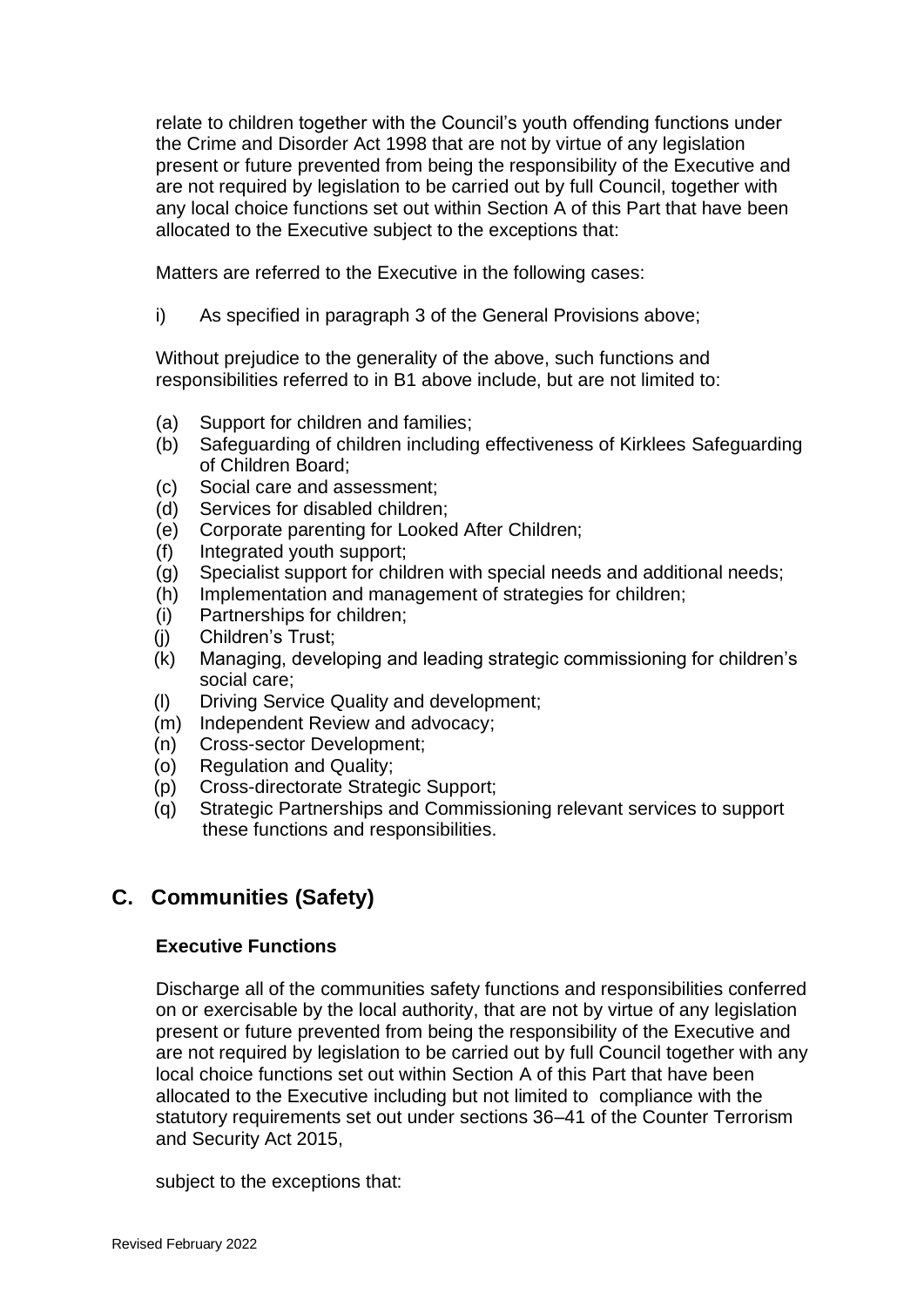relate to children together with the Council's youth offending functions under the Crime and Disorder Act 1998 that are not by virtue of any legislation present or future prevented from being the responsibility of the Executive and are not required by legislation to be carried out by full Council, together with any local choice functions set out within Section A of this Part that have been allocated to the Executive subject to the exceptions that:

Matters are referred to the Executive in the following cases:

i) As specified in paragraph 3 of the General Provisions above;

Without prejudice to the generality of the above, such functions and responsibilities referred to in B1 above include, but are not limited to:

(a) Support for children and families;
(b) Safeguarding of children including effectiveness of Kirklees Safeguarding of Children Board;
(c) Social care and assessment;
(d) Services for disabled children;
(e) Corporate parenting for Looked After Children;
(f) Integrated youth support;
(g) Specialist support for children with special needs and additional needs;
(h) Implementation and management of strategies for children;
(i) Partnerships for children;
(j) Children's Trust;
(k) Managing, developing and leading strategic commissioning for children's social care;
(l) Driving Service Quality and development;
(m) Independent Review and advocacy;
(n) Cross-sector Development;
(o) Regulation and Quality;
(p) Cross-directorate Strategic Support;
(q) Strategic Partnerships and Commissioning relevant services to support these functions and responsibilities.

## C. Communities (Safety)

**Executive Functions**

Discharge all of the communities safety functions and responsibilities conferred on or exercisable by the local authority, that are not by virtue of any legislation present or future prevented from being the responsibility of the Executive and are not required by legislation to be carried out by full Council together with any local choice functions set out within Section A of this Part that have been allocated to the Executive including but not limited to compliance with the statutory requirements set out under sections 36–41 of the Counter Terrorism and Security Act 2015,

subject to the exceptions that: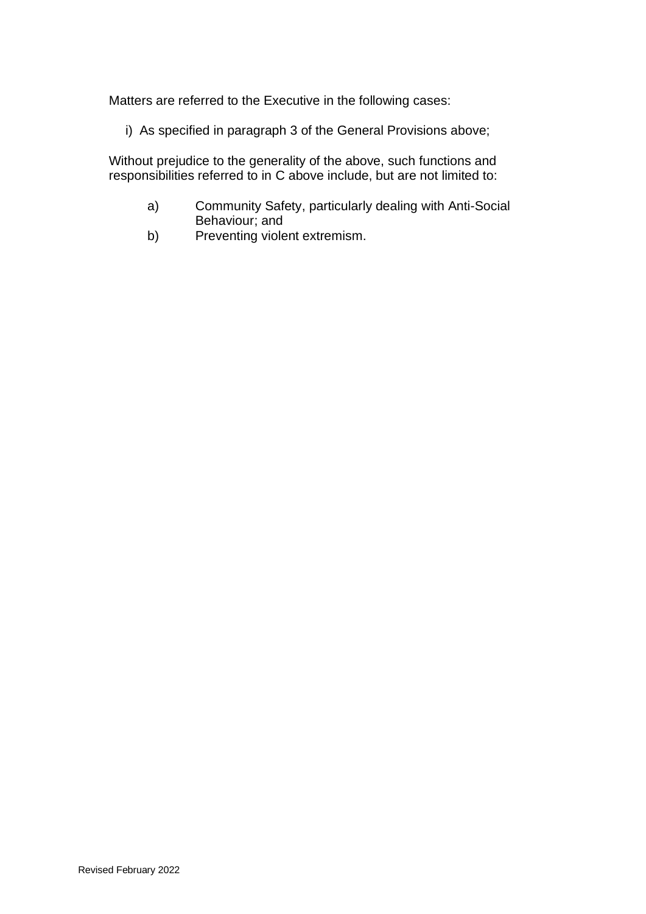Matters are referred to the Executive in the following cases:

i) As specified in paragraph 3 of the General Provisions above;

Without prejudice to the generality of the above, such functions and responsibilities referred to in C above include, but are not limited to:

a) Community Safety, particularly dealing with Anti-Social Behaviour; and
b) Preventing violent extremism.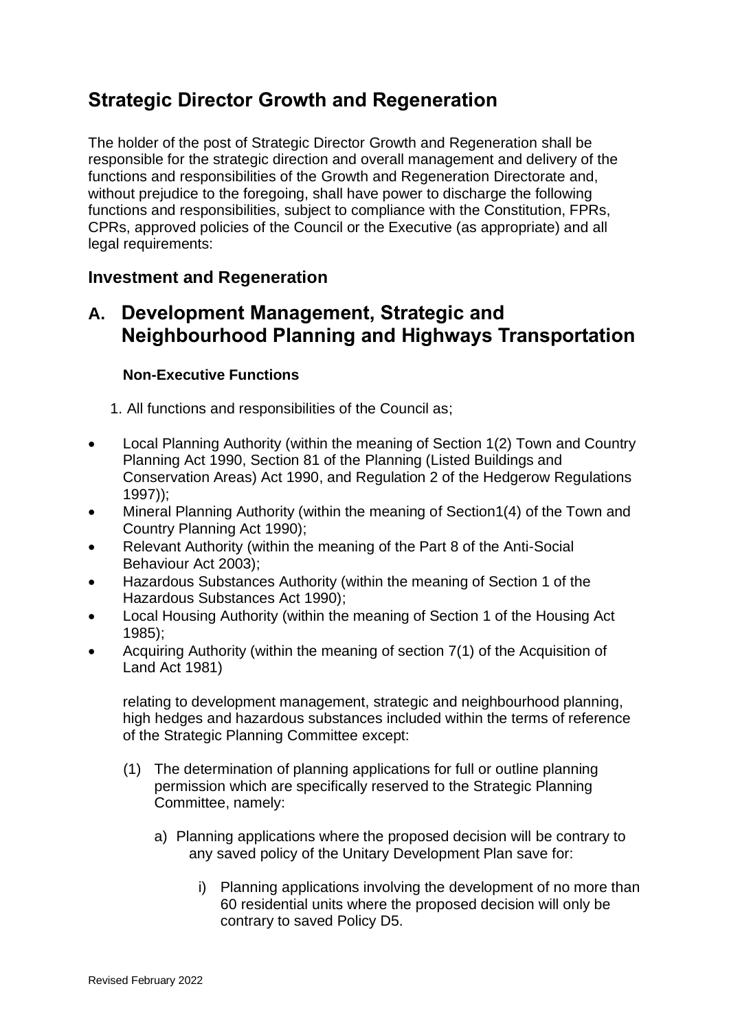# Strategic Director Growth and Regeneration

The holder of the post of Strategic Director Growth and Regeneration shall be responsible for the strategic direction and overall management and delivery of the functions and responsibilities of the Growth and Regeneration Directorate and, without prejudice to the foregoing, shall have power to discharge the following functions and responsibilities, subject to compliance with the Constitution, FPRs, CPRs, approved policies of the Council or the Executive (as appropriate) and all legal requirements:

## Investment and Regeneration

## A. Development Management, Strategic and Neighbourhood Planning and Highways Transportation

### Non-Executive Functions

1. All functions and responsibilities of the Council as;

- Local Planning Authority (within the meaning of Section 1(2) Town and Country Planning Act 1990, Section 81 of the Planning (Listed Buildings and Conservation Areas) Act 1990, and Regulation 2 of the Hedgerow Regulations 1997));
- Mineral Planning Authority (within the meaning of Section1(4) of the Town and Country Planning Act 1990);
- Relevant Authority (within the meaning of the Part 8 of the Anti-Social Behaviour Act 2003);
- Hazardous Substances Authority (within the meaning of Section 1 of the Hazardous Substances Act 1990);
- Local Housing Authority (within the meaning of Section 1 of the Housing Act 1985);
- Acquiring Authority (within the meaning of section 7(1) of the Acquisition of Land Act 1981)

relating to development management, strategic and neighbourhood planning, high hedges and hazardous substances included within the terms of reference of the Strategic Planning Committee except:

(1) The determination of planning applications for full or outline planning permission which are specifically reserved to the Strategic Planning Committee, namely:

a) Planning applications where the proposed decision will be contrary to any saved policy of the Unitary Development Plan save for:

i) Planning applications involving the development of no more than 60 residential units where the proposed decision will only be contrary to saved Policy D5.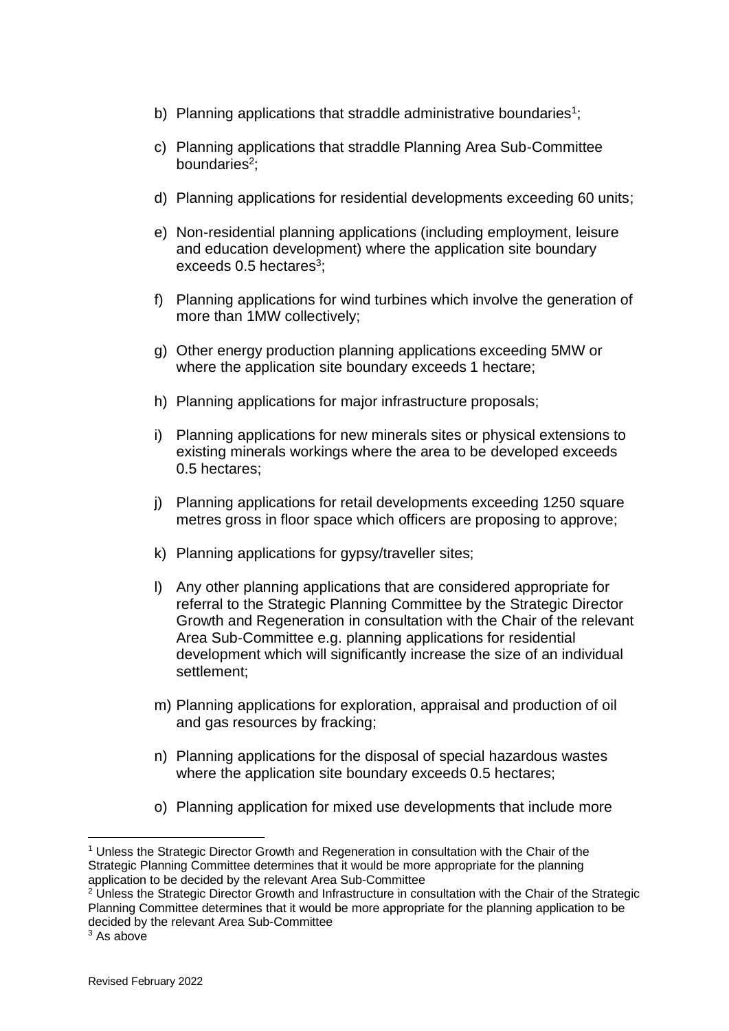b) Planning applications that straddle administrative boundaries[1];

c) Planning applications that straddle Planning Area Sub-Committee boundaries[2];

d) Planning applications for residential developments exceeding 60 units;

e) Non-residential planning applications (including employment, leisure and education development) where the application site boundary exceeds 0.5 hectares[3];

f) Planning applications for wind turbines which involve the generation of more than 1MW collectively;

g) Other energy production planning applications exceeding 5MW or where the application site boundary exceeds 1 hectare;

h) Planning applications for major infrastructure proposals;

i) Planning applications for new minerals sites or physical extensions to existing minerals workings where the area to be developed exceeds 0.5 hectares;

j) Planning applications for retail developments exceeding 1250 square metres gross in floor space which officers are proposing to approve;

k) Planning applications for gypsy/traveller sites;

l) Any other planning applications that are considered appropriate for referral to the Strategic Planning Committee by the Strategic Director Growth and Regeneration in consultation with the Chair of the relevant Area Sub-Committee e.g. planning applications for residential development which will significantly increase the size of an individual settlement;

m) Planning applications for exploration, appraisal and production of oil and gas resources by fracking;

n) Planning applications for the disposal of special hazardous wastes where the application site boundary exceeds 0.5 hectares;

o) Planning application for mixed use developments that include more

---

[1] Unless the Strategic Director Growth and Regeneration in consultation with the Chair of the Strategic Planning Committee determines that it would be more appropriate for the planning application to be decided by the relevant Area Sub-Committee

[2] Unless the Strategic Director Growth and Infrastructure in consultation with the Chair of the Strategic Planning Committee determines that it would be more appropriate for the planning application to be decided by the relevant Area Sub-Committee

[3] As above

Revised February 2022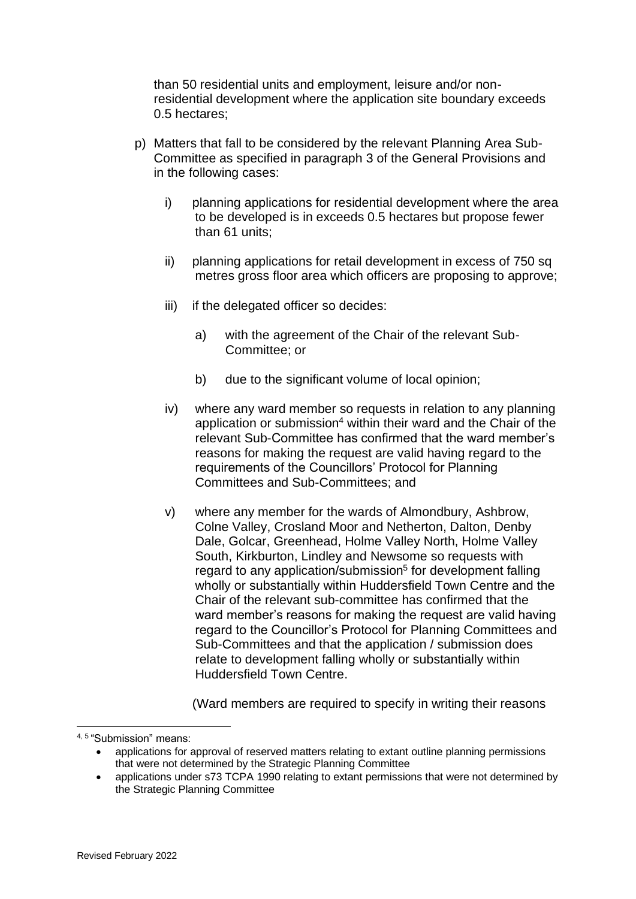than 50 residential units and employment, leisure and/or non-residential development where the application site boundary exceeds 0.5 hectares;

p) Matters that fall to be considered by the relevant Planning Area Sub-Committee as specified in paragraph 3 of the General Provisions and in the following cases:

   i) planning applications for residential development where the area to be developed is in exceeds 0.5 hectares but propose fewer than 61 units;

   ii) planning applications for retail development in excess of 750 sq metres gross floor area which officers are proposing to approve;

   iii) if the delegated officer so decides:

      a) with the agreement of the Chair of the relevant Sub-Committee; or

      b) due to the significant volume of local opinion;

   iv) where any ward member so requests in relation to any planning application or submission[4] within their ward and the Chair of the relevant Sub-Committee has confirmed that the ward member's reasons for making the request are valid having regard to the requirements of the Councillors' Protocol for Planning Committees and Sub-Committees; and

   v) where any member for the wards of Almondbury, Ashbrow, Colne Valley, Crosland Moor and Netherton, Dalton, Denby Dale, Golcar, Greenhead, Holme Valley North, Holme Valley South, Kirkburton, Lindley and Newsome so requests with regard to any application/submission[5] for development falling wholly or substantially within Huddersfield Town Centre and the Chair of the relevant sub-committee has confirmed that the ward member's reasons for making the request are valid having regard to the Councillor's Protocol for Planning Committees and Sub-Committees and that the application / submission does relate to development falling wholly or substantially within Huddersfield Town Centre.

   (Ward members are required to specify in writing their reasons

---

[4, 5] "Submission" means:

- applications for approval of reserved matters relating to extant outline planning permissions that were not determined by the Strategic Planning Committee
- applications under s73 TCPA 1990 relating to extant permissions that were not determined by the Strategic Planning Committee

Revised February 2022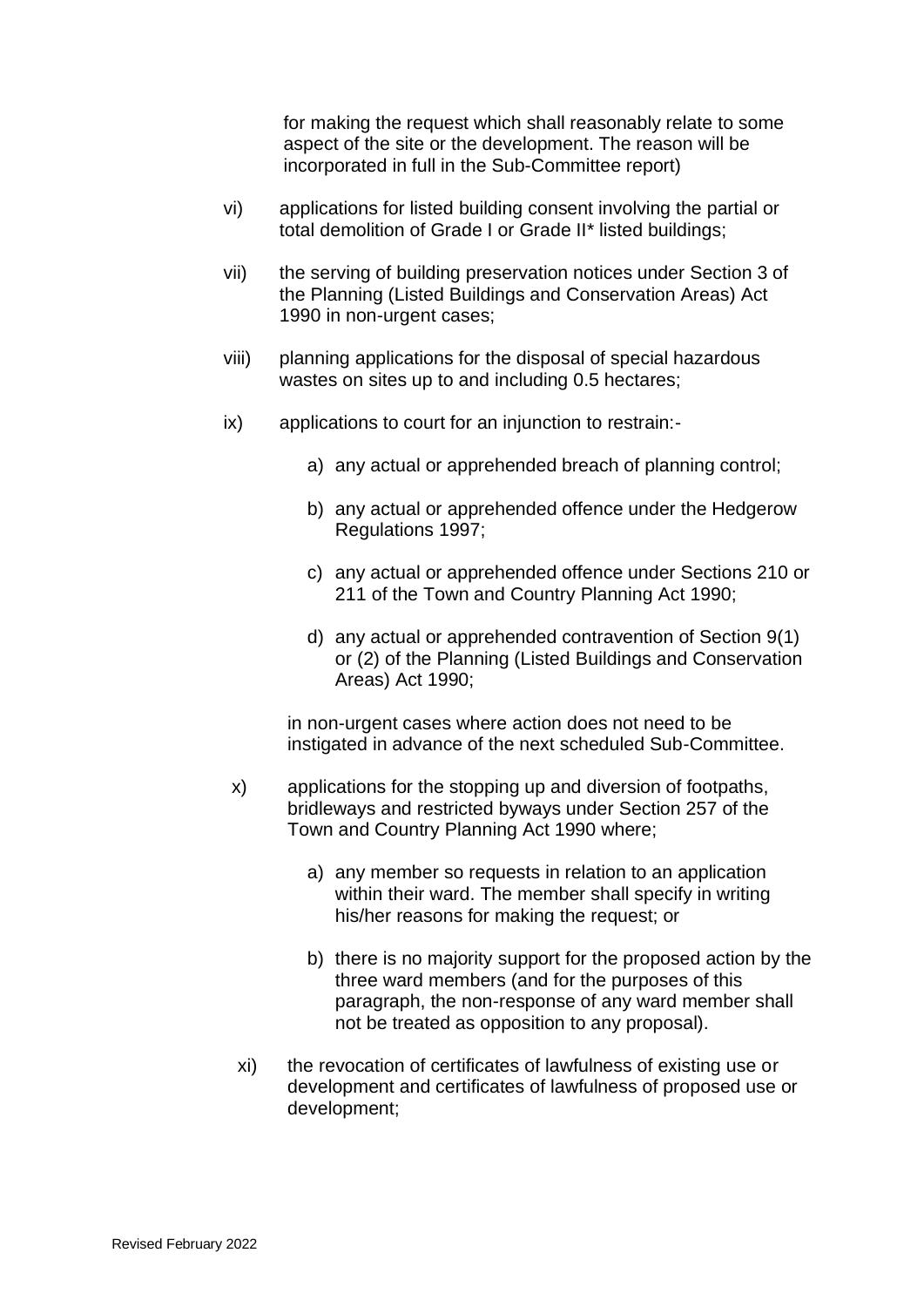for making the request which shall reasonably relate to some aspect of the site or the development. The reason will be incorporated in full in the Sub-Committee report)

vi) applications for listed building consent involving the partial or total demolition of Grade I or Grade II* listed buildings;

vii) the serving of building preservation notices under Section 3 of the Planning (Listed Buildings and Conservation Areas) Act 1990 in non-urgent cases;

viii) planning applications for the disposal of special hazardous wastes on sites up to and including 0.5 hectares;

ix) applications to court for an injunction to restrain:-

   a) any actual or apprehended breach of planning control;

   b) any actual or apprehended offence under the Hedgerow Regulations 1997;

   c) any actual or apprehended offence under Sections 210 or 211 of the Town and Country Planning Act 1990;

   d) any actual or apprehended contravention of Section 9(1) or (2) of the Planning (Listed Buildings and Conservation Areas) Act 1990;

   in non-urgent cases where action does not need to be instigated in advance of the next scheduled Sub-Committee.

x) applications for the stopping up and diversion of footpaths, bridleways and restricted byways under Section 257 of the Town and Country Planning Act 1990 where;

   a) any member so requests in relation to an application within their ward. The member shall specify in writing his/her reasons for making the request; or

   b) there is no majority support for the proposed action by the three ward members (and for the purposes of this paragraph, the non-response of any ward member shall not be treated as opposition to any proposal).

xi) the revocation of certificates of lawfulness of existing use or development and certificates of lawfulness of proposed use or development;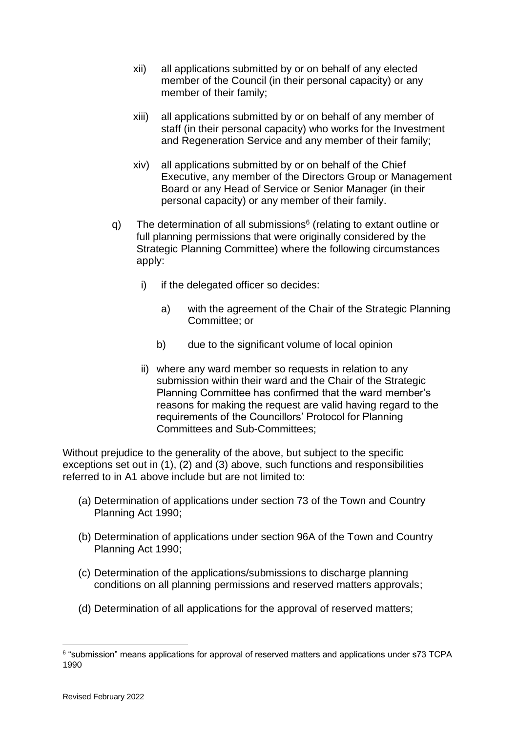xii) all applications submitted by or on behalf of any elected member of the Council (in their personal capacity) or any member of their family;

xiii) all applications submitted by or on behalf of any member of staff (in their personal capacity) who works for the Investment and Regeneration Service and any member of their family;

xiv) all applications submitted by or on behalf of the Chief Executive, any member of the Directors Group or Management Board or any Head of Service or Senior Manager (in their personal capacity) or any member of their family.

q) The determination of all submissions[6] (relating to extant outline or full planning permissions that were originally considered by the Strategic Planning Committee) where the following circumstances apply:

   i) if the delegated officer so decides:

      a) with the agreement of the Chair of the Strategic Planning Committee; or

      b) due to the significant volume of local opinion

   ii) where any ward member so requests in relation to any submission within their ward and the Chair of the Strategic Planning Committee has confirmed that the ward member's reasons for making the request are valid having regard to the requirements of the Councillors' Protocol for Planning Committees and Sub-Committees;

Without prejudice to the generality of the above, but subject to the specific exceptions set out in (1), (2) and (3) above, such functions and responsibilities referred to in A1 above include but are not limited to:

(a) Determination of applications under section 73 of the Town and Country Planning Act 1990;

(b) Determination of applications under section 96A of the Town and Country Planning Act 1990;

(c) Determination of the applications/submissions to discharge planning conditions on all planning permissions and reserved matters approvals;

(d) Determination of all applications for the approval of reserved matters;

---

[6] "submission" means applications for approval of reserved matters and applications under s73 TCPA 1990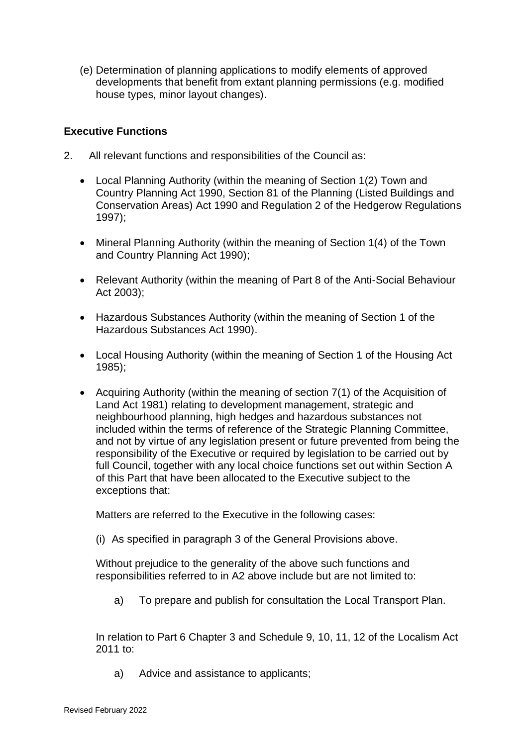(e) Determination of planning applications to modify elements of approved developments that benefit from extant planning permissions (e.g. modified house types, minor layout changes).

**Executive Functions**

2. All relevant functions and responsibilities of the Council as:

- Local Planning Authority (within the meaning of Section 1(2) Town and Country Planning Act 1990, Section 81 of the Planning (Listed Buildings and Conservation Areas) Act 1990 and Regulation 2 of the Hedgerow Regulations 1997);
- Mineral Planning Authority (within the meaning of Section 1(4) of the Town and Country Planning Act 1990);
- Relevant Authority (within the meaning of Part 8 of the Anti-Social Behaviour Act 2003);
- Hazardous Substances Authority (within the meaning of Section 1 of the Hazardous Substances Act 1990).
- Local Housing Authority (within the meaning of Section 1 of the Housing Act 1985);
- Acquiring Authority (within the meaning of section 7(1) of the Acquisition of Land Act 1981) relating to development management, strategic and neighbourhood planning, high hedges and hazardous substances not included within the terms of reference of the Strategic Planning Committee, and not by virtue of any legislation present or future prevented from being the responsibility of the Executive or required by legislation to be carried out by full Council, together with any local choice functions set out within Section A of this Part that have been allocated to the Executive subject to the exceptions that:

  Matters are referred to the Executive in the following cases:

  (i) As specified in paragraph 3 of the General Provisions above.

  Without prejudice to the generality of the above such functions and responsibilities referred to in A2 above include but are not limited to:

  a) To prepare and publish for consultation the Local Transport Plan.

  In relation to Part 6 Chapter 3 and Schedule 9, 10, 11, 12 of the Localism Act 2011 to:

  a) Advice and assistance to applicants;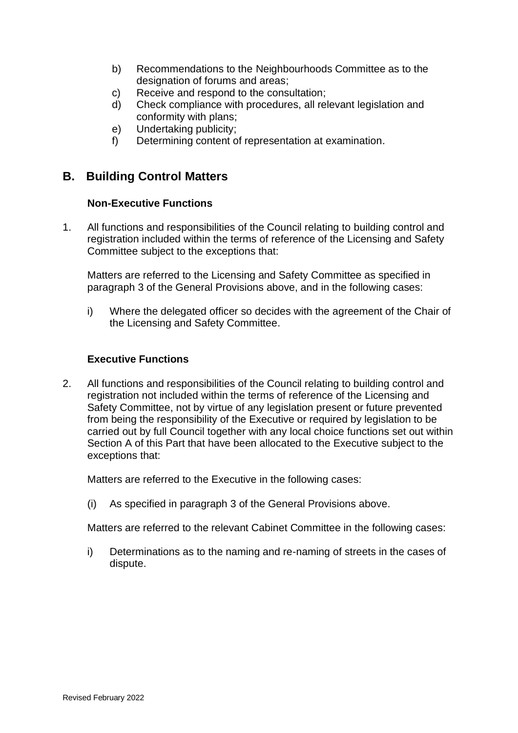b) Recommendations to the Neighbourhoods Committee as to the designation of forums and areas;
c) Receive and respond to the consultation;
d) Check compliance with procedures, all relevant legislation and conformity with plans;
e) Undertaking publicity;
f) Determining content of representation at examination.

## B. Building Control Matters

### Non-Executive Functions

1. All functions and responsibilities of the Council relating to building control and registration included within the terms of reference of the Licensing and Safety Committee subject to the exceptions that:

   Matters are referred to the Licensing and Safety Committee as specified in paragraph 3 of the General Provisions above, and in the following cases:

   i) Where the delegated officer so decides with the agreement of the Chair of the Licensing and Safety Committee.

### Executive Functions

2. All functions and responsibilities of the Council relating to building control and registration not included within the terms of reference of the Licensing and Safety Committee, not by virtue of any legislation present or future prevented from being the responsibility of the Executive or required by legislation to be carried out by full Council together with any local choice functions set out within Section A of this Part that have been allocated to the Executive subject to the exceptions that:

   Matters are referred to the Executive in the following cases:

   (i) As specified in paragraph 3 of the General Provisions above.

   Matters are referred to the relevant Cabinet Committee in the following cases:

   i) Determinations as to the naming and re-naming of streets in the cases of dispute.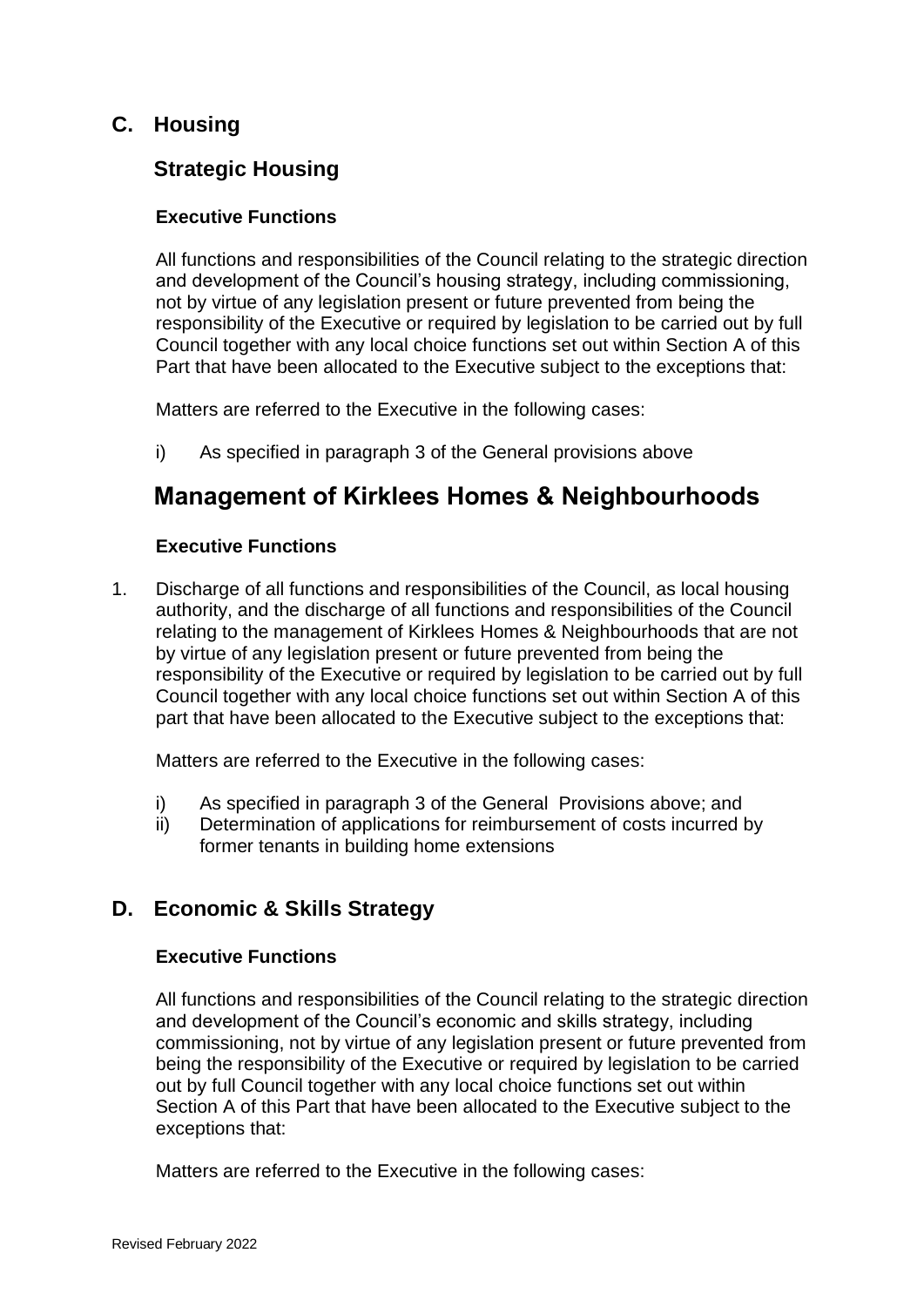## C. Housing

### Strategic Housing

#### Executive Functions

All functions and responsibilities of the Council relating to the strategic direction and development of the Council's housing strategy, including commissioning, not by virtue of any legislation present or future prevented from being the responsibility of the Executive or required by legislation to be carried out by full Council together with any local choice functions set out within Section A of this Part that have been allocated to the Executive subject to the exceptions that:

Matters are referred to the Executive in the following cases:

i) As specified in paragraph 3 of the General provisions above

### Management of Kirklees Homes & Neighbourhoods

#### Executive Functions

1. Discharge of all functions and responsibilities of the Council, as local housing authority, and the discharge of all functions and responsibilities of the Council relating to the management of Kirklees Homes & Neighbourhoods that are not by virtue of any legislation present or future prevented from being the responsibility of the Executive or required by legislation to be carried out by full Council together with any local choice functions set out within Section A of this part that have been allocated to the Executive subject to the exceptions that:

   Matters are referred to the Executive in the following cases:

   i) As specified in paragraph 3 of the General Provisions above; and
   ii) Determination of applications for reimbursement of costs incurred by former tenants in building home extensions

## D. Economic & Skills Strategy

#### Executive Functions

All functions and responsibilities of the Council relating to the strategic direction and development of the Council's economic and skills strategy, including commissioning, not by virtue of any legislation present or future prevented from being the responsibility of the Executive or required by legislation to be carried out by full Council together with any local choice functions set out within Section A of this Part that have been allocated to the Executive subject to the exceptions that:

Matters are referred to the Executive in the following cases: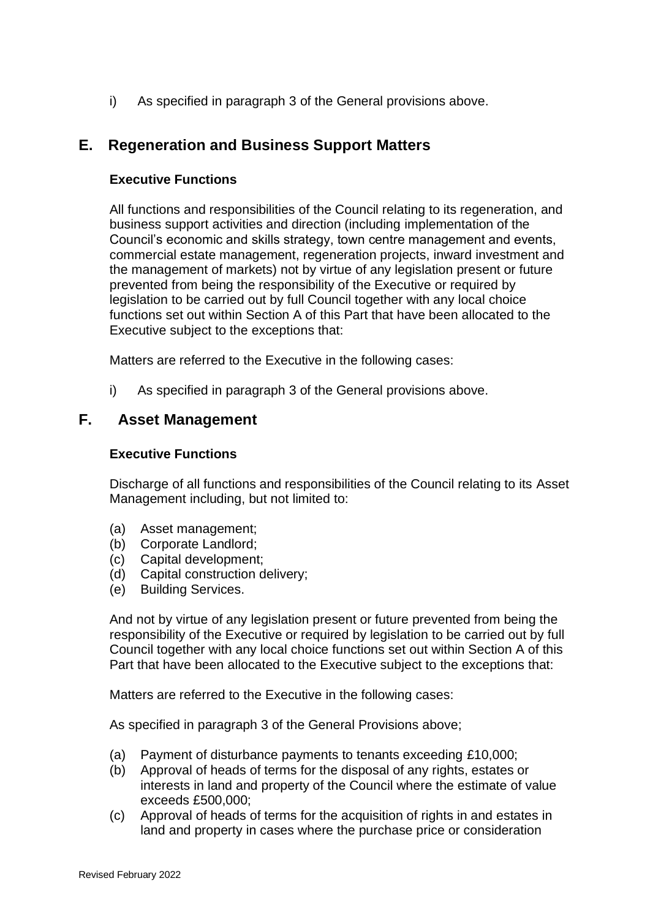i) As specified in paragraph 3 of the General provisions above.

## E. Regeneration and Business Support Matters

### Executive Functions

All functions and responsibilities of the Council relating to its regeneration, and business support activities and direction (including implementation of the Council's economic and skills strategy, town centre management and events, commercial estate management, regeneration projects, inward investment and the management of markets) not by virtue of any legislation present or future prevented from being the responsibility of the Executive or required by legislation to be carried out by full Council together with any local choice functions set out within Section A of this Part that have been allocated to the Executive subject to the exceptions that:

Matters are referred to the Executive in the following cases:

i) As specified in paragraph 3 of the General provisions above.

## F. Asset Management

### Executive Functions

Discharge of all functions and responsibilities of the Council relating to its Asset Management including, but not limited to:

(a) Asset management;
(b) Corporate Landlord;
(c) Capital development;
(d) Capital construction delivery;
(e) Building Services.

And not by virtue of any legislation present or future prevented from being the responsibility of the Executive or required by legislation to be carried out by full Council together with any local choice functions set out within Section A of this Part that have been allocated to the Executive subject to the exceptions that:

Matters are referred to the Executive in the following cases:

As specified in paragraph 3 of the General Provisions above;

(a) Payment of disturbance payments to tenants exceeding £10,000;
(b) Approval of heads of terms for the disposal of any rights, estates or interests in land and property of the Council where the estimate of value exceeds £500,000;
(c) Approval of heads of terms for the acquisition of rights in and estates in land and property in cases where the purchase price or consideration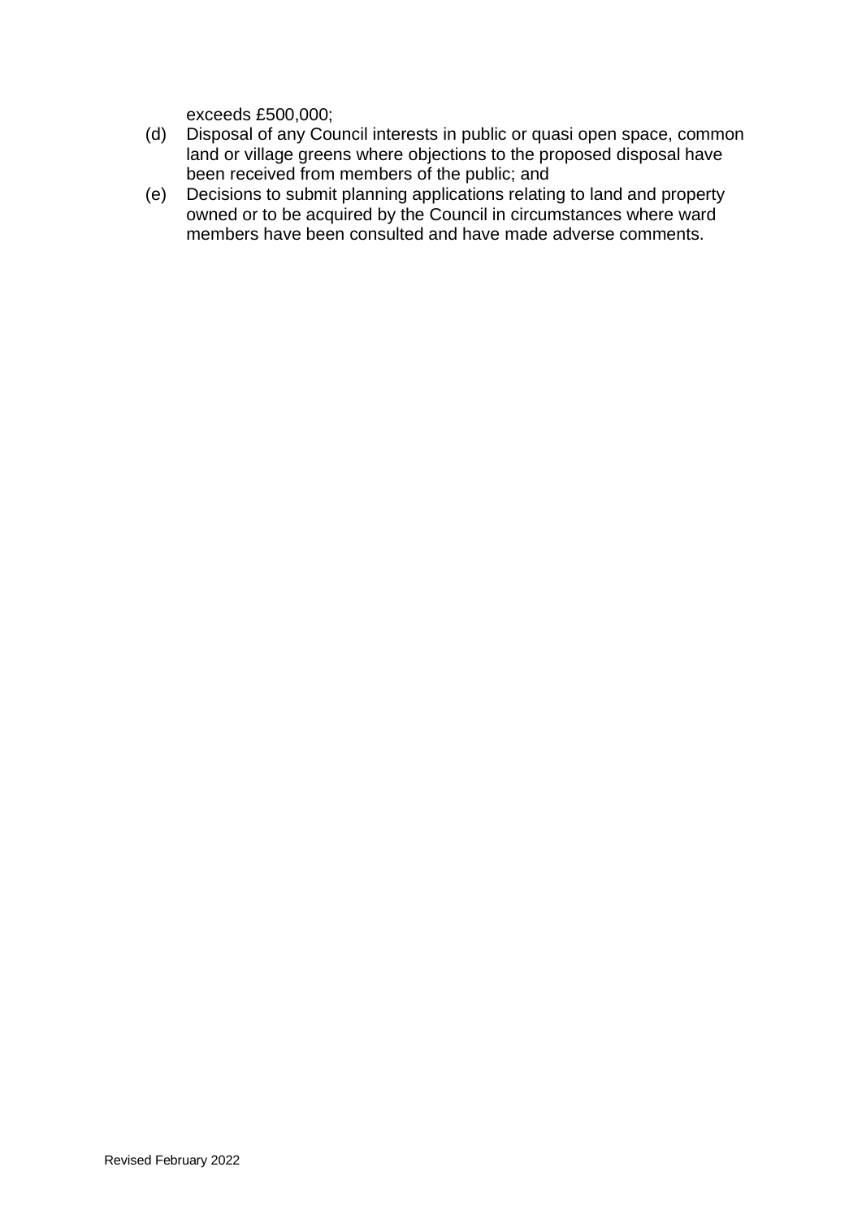exceeds £500,000;

(d) Disposal of any Council interests in public or quasi open space, common land or village greens where objections to the proposed disposal have been received from members of the public; and

(e) Decisions to submit planning applications relating to land and property owned or to be acquired by the Council in circumstances where ward members have been consulted and have made adverse comments.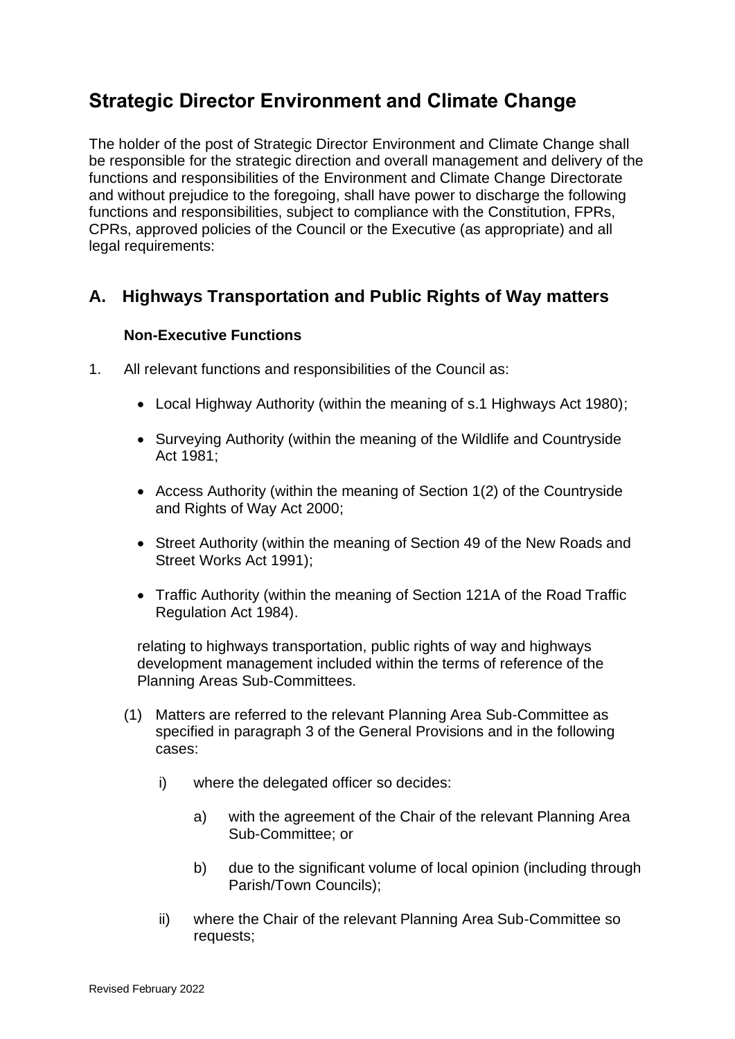# Strategic Director Environment and Climate Change

The holder of the post of Strategic Director Environment and Climate Change shall be responsible for the strategic direction and overall management and delivery of the functions and responsibilities of the Environment and Climate Change Directorate and without prejudice to the foregoing, shall have power to discharge the following functions and responsibilities, subject to compliance with the Constitution, FPRs, CPRs, approved policies of the Council or the Executive (as appropriate) and all legal requirements:

## A. Highways Transportation and Public Rights of Way matters

**Non-Executive Functions**

1. All relevant functions and responsibilities of the Council as:

   - Local Highway Authority (within the meaning of s.1 Highways Act 1980);
   - Surveying Authority (within the meaning of the Wildlife and Countryside Act 1981;
   - Access Authority (within the meaning of Section 1(2) of the Countryside and Rights of Way Act 2000;
   - Street Authority (within the meaning of Section 49 of the New Roads and Street Works Act 1991);
   - Traffic Authority (within the meaning of Section 121A of the Road Traffic Regulation Act 1984).

   relating to highways transportation, public rights of way and highways development management included within the terms of reference of the Planning Areas Sub-Committees.

   (1) Matters are referred to the relevant Planning Area Sub-Committee as specified in paragraph 3 of the General Provisions and in the following cases:

      i) where the delegated officer so decides:

         a) with the agreement of the Chair of the relevant Planning Area Sub-Committee; or

         b) due to the significant volume of local opinion (including through Parish/Town Councils);

      ii) where the Chair of the relevant Planning Area Sub-Committee so requests;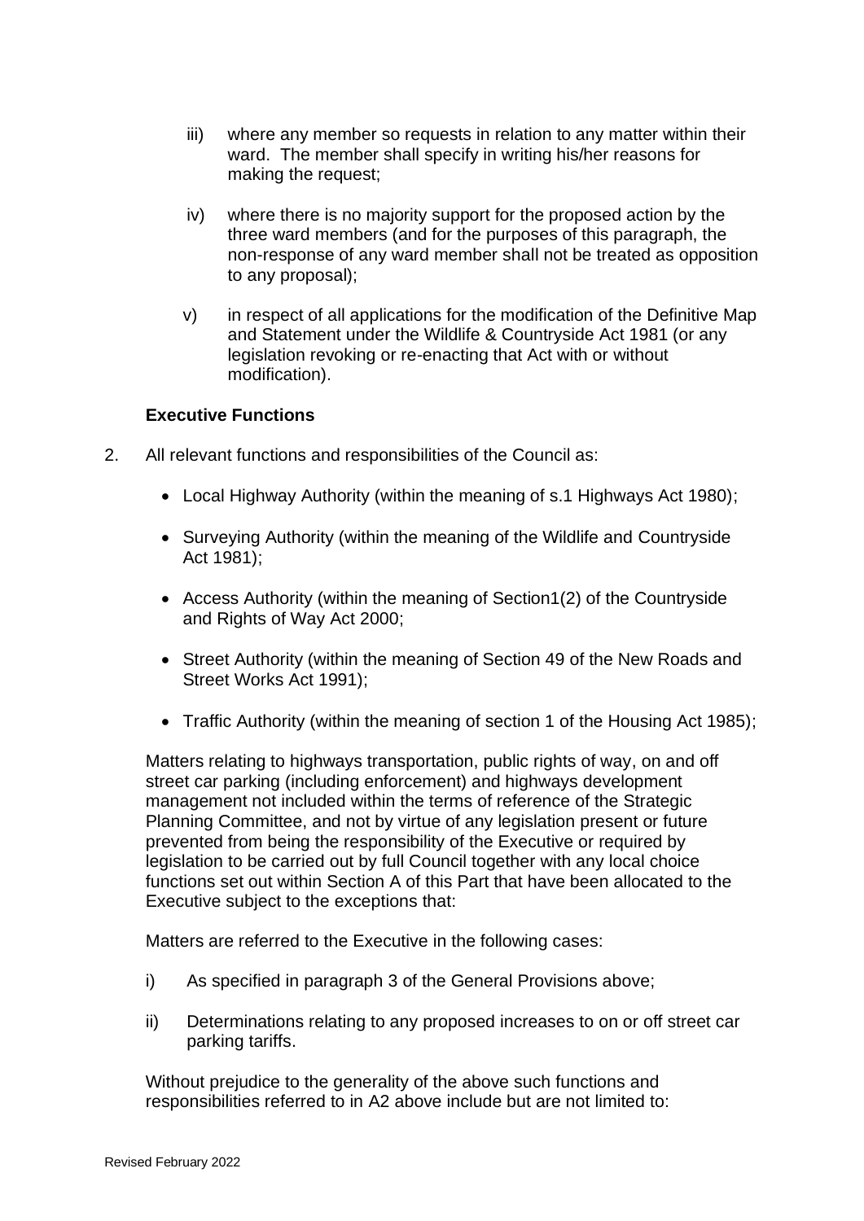iii) where any member so requests in relation to any matter within their ward. The member shall specify in writing his/her reasons for making the request;

iv) where there is no majority support for the proposed action by the three ward members (and for the purposes of this paragraph, the non-response of any ward member shall not be treated as opposition to any proposal);

v) in respect of all applications for the modification of the Definitive Map and Statement under the Wildlife & Countryside Act 1981 (or any legislation revoking or re-enacting that Act with or without modification).

**Executive Functions**

2. All relevant functions and responsibilities of the Council as:

   - Local Highway Authority (within the meaning of s.1 Highways Act 1980);
   - Surveying Authority (within the meaning of the Wildlife and Countryside Act 1981);
   - Access Authority (within the meaning of Section1(2) of the Countryside and Rights of Way Act 2000;
   - Street Authority (within the meaning of Section 49 of the New Roads and Street Works Act 1991);
   - Traffic Authority (within the meaning of section 1 of the Housing Act 1985);

   Matters relating to highways transportation, public rights of way, on and off street car parking (including enforcement) and highways development management not included within the terms of reference of the Strategic Planning Committee, and not by virtue of any legislation present or future prevented from being the responsibility of the Executive or required by legislation to be carried out by full Council together with any local choice functions set out within Section A of this Part that have been allocated to the Executive subject to the exceptions that:

   Matters are referred to the Executive in the following cases:

   i) As specified in paragraph 3 of the General Provisions above;

   ii) Determinations relating to any proposed increases to on or off street car parking tariffs.

   Without prejudice to the generality of the above such functions and responsibilities referred to in A2 above include but are not limited to: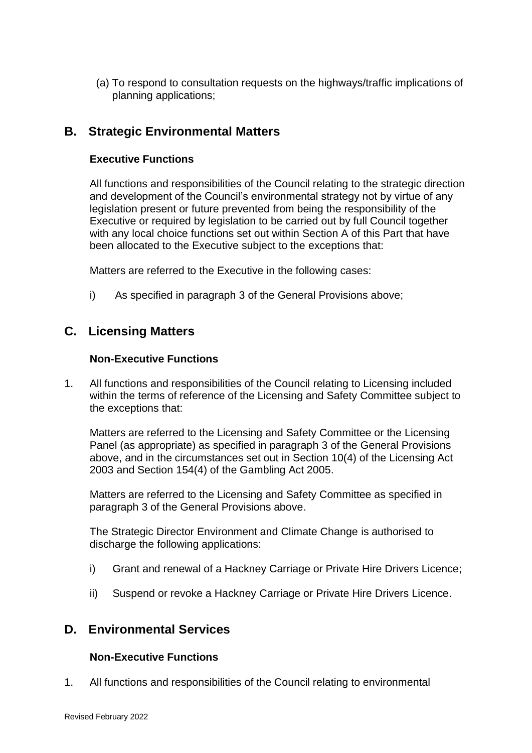(a) To respond to consultation requests on the highways/traffic implications of planning applications;

## B. Strategic Environmental Matters

### Executive Functions

All functions and responsibilities of the Council relating to the strategic direction and development of the Council's environmental strategy not by virtue of any legislation present or future prevented from being the responsibility of the Executive or required by legislation to be carried out by full Council together with any local choice functions set out within Section A of this Part that have been allocated to the Executive subject to the exceptions that:

Matters are referred to the Executive in the following cases:

i) As specified in paragraph 3 of the General Provisions above;

## C. Licensing Matters

### Non-Executive Functions

1. All functions and responsibilities of the Council relating to Licensing included within the terms of reference of the Licensing and Safety Committee subject to the exceptions that:

   Matters are referred to the Licensing and Safety Committee or the Licensing Panel (as appropriate) as specified in paragraph 3 of the General Provisions above, and in the circumstances set out in Section 10(4) of the Licensing Act 2003 and Section 154(4) of the Gambling Act 2005.

   Matters are referred to the Licensing and Safety Committee as specified in paragraph 3 of the General Provisions above.

   The Strategic Director Environment and Climate Change is authorised to discharge the following applications:

   i) Grant and renewal of a Hackney Carriage or Private Hire Drivers Licence;

   ii) Suspend or revoke a Hackney Carriage or Private Hire Drivers Licence.

## D. Environmental Services

### Non-Executive Functions

1. All functions and responsibilities of the Council relating to environmental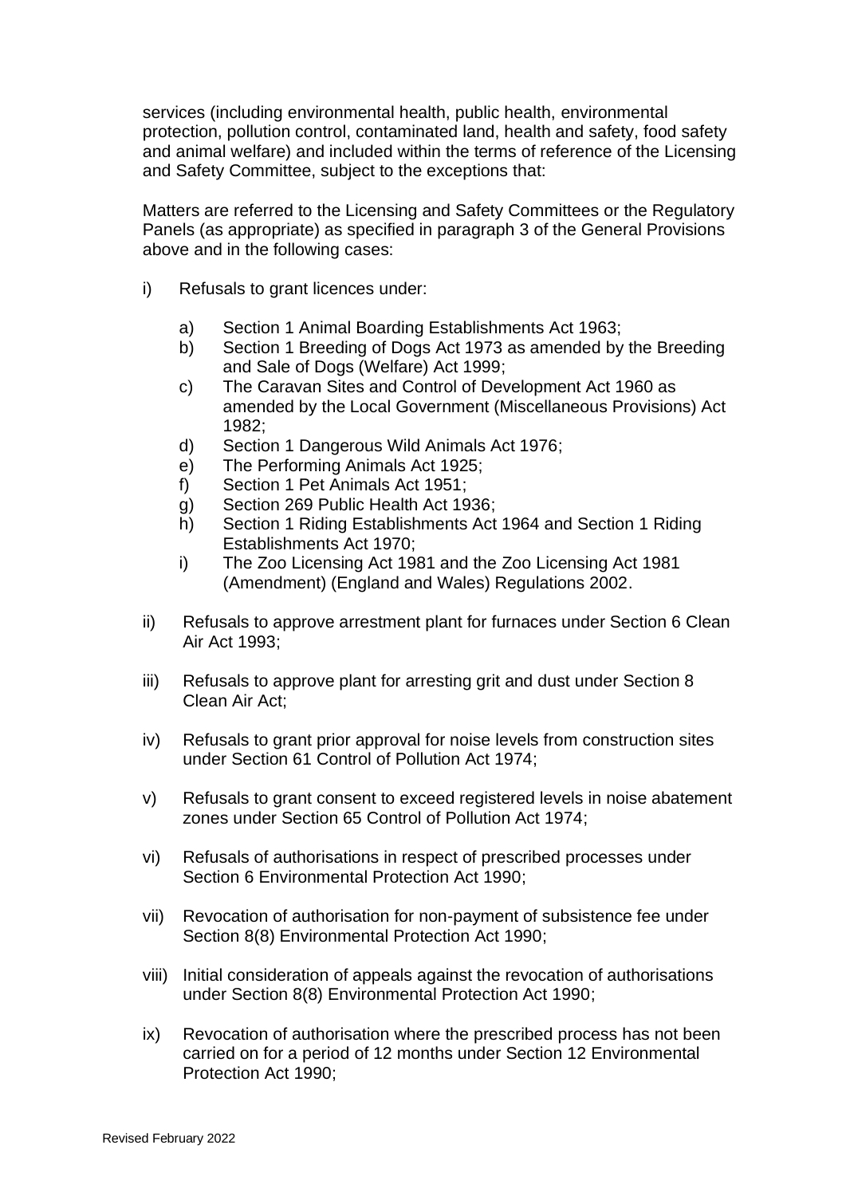services (including environmental health, public health, environmental protection, pollution control, contaminated land, health and safety, food safety and animal welfare) and included within the terms of reference of the Licensing and Safety Committee, subject to the exceptions that:

Matters are referred to the Licensing and Safety Committees or the Regulatory Panels (as appropriate) as specified in paragraph 3 of the General Provisions above and in the following cases:

i) Refusals to grant licences under:

   a) Section 1 Animal Boarding Establishments Act 1963;
   b) Section 1 Breeding of Dogs Act 1973 as amended by the Breeding and Sale of Dogs (Welfare) Act 1999;
   c) The Caravan Sites and Control of Development Act 1960 as amended by the Local Government (Miscellaneous Provisions) Act 1982;
   d) Section 1 Dangerous Wild Animals Act 1976;
   e) The Performing Animals Act 1925;
   f) Section 1 Pet Animals Act 1951;
   g) Section 269 Public Health Act 1936;
   h) Section 1 Riding Establishments Act 1964 and Section 1 Riding Establishments Act 1970;
   i) The Zoo Licensing Act 1981 and the Zoo Licensing Act 1981 (Amendment) (England and Wales) Regulations 2002.

ii) Refusals to approve arrestment plant for furnaces under Section 6 Clean Air Act 1993;

iii) Refusals to approve plant for arresting grit and dust under Section 8 Clean Air Act;

iv) Refusals to grant prior approval for noise levels from construction sites under Section 61 Control of Pollution Act 1974;

v) Refusals to grant consent to exceed registered levels in noise abatement zones under Section 65 Control of Pollution Act 1974;

vi) Refusals of authorisations in respect of prescribed processes under Section 6 Environmental Protection Act 1990;

vii) Revocation of authorisation for non-payment of subsistence fee under Section 8(8) Environmental Protection Act 1990;

viii) Initial consideration of appeals against the revocation of authorisations under Section 8(8) Environmental Protection Act 1990;

ix) Revocation of authorisation where the prescribed process has not been carried on for a period of 12 months under Section 12 Environmental Protection Act 1990;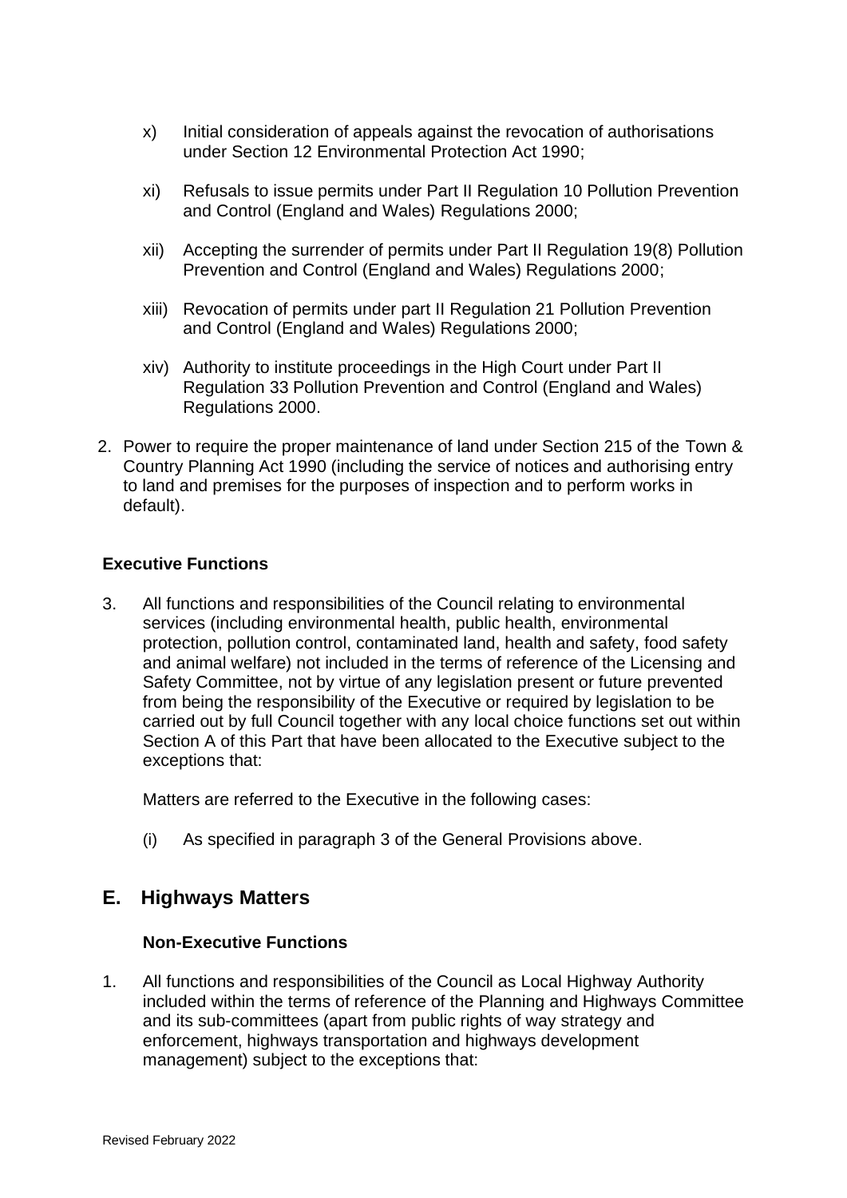x) Initial consideration of appeals against the revocation of authorisations under Section 12 Environmental Protection Act 1990;

xi) Refusals to issue permits under Part II Regulation 10 Pollution Prevention and Control (England and Wales) Regulations 2000;

xii) Accepting the surrender of permits under Part II Regulation 19(8) Pollution Prevention and Control (England and Wales) Regulations 2000;

xiii) Revocation of permits under part II Regulation 21 Pollution Prevention and Control (England and Wales) Regulations 2000;

xiv) Authority to institute proceedings in the High Court under Part II Regulation 33 Pollution Prevention and Control (England and Wales) Regulations 2000.

2. Power to require the proper maintenance of land under Section 215 of the Town & Country Planning Act 1990 (including the service of notices and authorising entry to land and premises for the purposes of inspection and to perform works in default).

**Executive Functions**

3. All functions and responsibilities of the Council relating to environmental services (including environmental health, public health, environmental protection, pollution control, contaminated land, health and safety, food safety and animal welfare) not included in the terms of reference of the Licensing and Safety Committee, not by virtue of any legislation present or future prevented from being the responsibility of the Executive or required by legislation to be carried out by full Council together with any local choice functions set out within Section A of this Part that have been allocated to the Executive subject to the exceptions that:

   Matters are referred to the Executive in the following cases:

   (i) As specified in paragraph 3 of the General Provisions above.

## E. Highways Matters

**Non-Executive Functions**

1. All functions and responsibilities of the Council as Local Highway Authority included within the terms of reference of the Planning and Highways Committee and its sub-committees (apart from public rights of way strategy and enforcement, highways transportation and highways development management) subject to the exceptions that: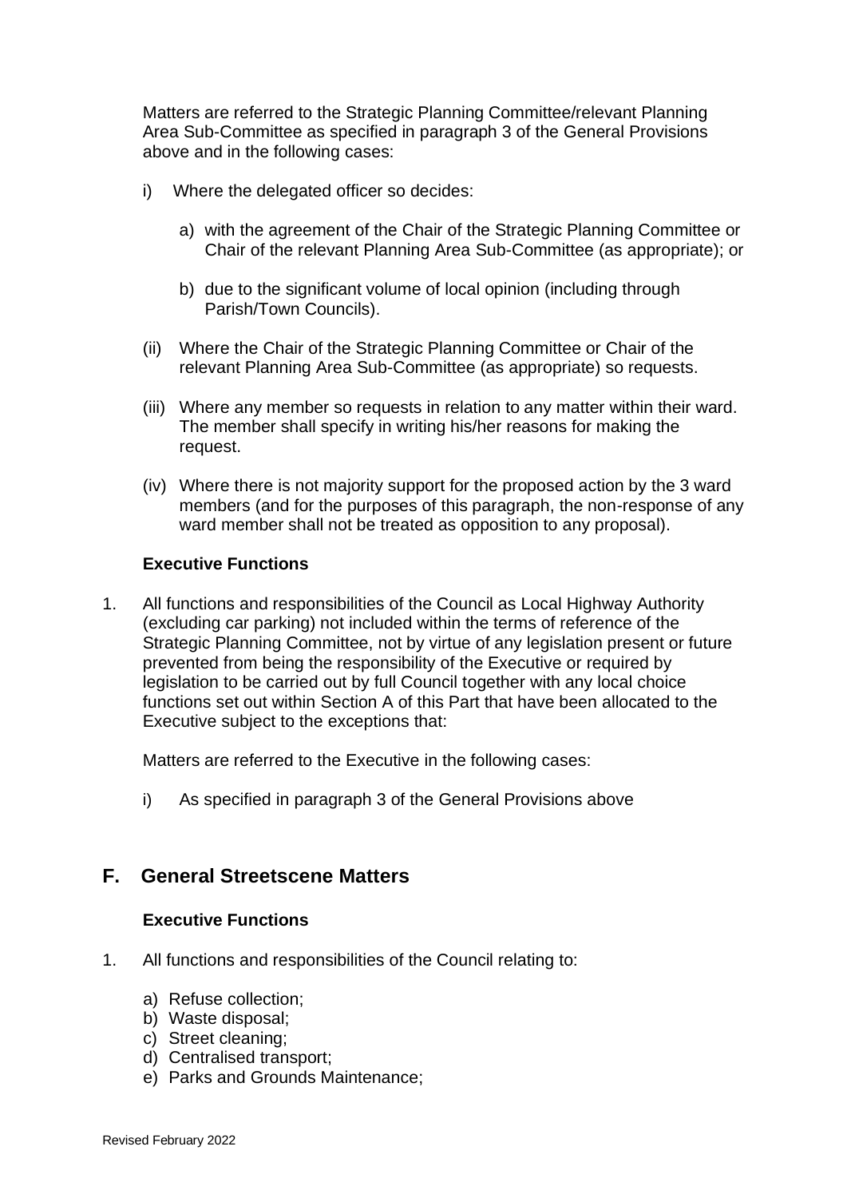Matters are referred to the Strategic Planning Committee/relevant Planning Area Sub-Committee as specified in paragraph 3 of the General Provisions above and in the following cases:

i) Where the delegated officer so decides:

   a) with the agreement of the Chair of the Strategic Planning Committee or Chair of the relevant Planning Area Sub-Committee (as appropriate); or

   b) due to the significant volume of local opinion (including through Parish/Town Councils).

(ii) Where the Chair of the Strategic Planning Committee or Chair of the relevant Planning Area Sub-Committee (as appropriate) so requests.

(iii) Where any member so requests in relation to any matter within their ward. The member shall specify in writing his/her reasons for making the request.

(iv) Where there is not majority support for the proposed action by the 3 ward members (and for the purposes of this paragraph, the non-response of any ward member shall not be treated as opposition to any proposal).

**Executive Functions**

1. All functions and responsibilities of the Council as Local Highway Authority (excluding car parking) not included within the terms of reference of the Strategic Planning Committee, not by virtue of any legislation present or future prevented from being the responsibility of the Executive or required by legislation to be carried out by full Council together with any local choice functions set out within Section A of this Part that have been allocated to the Executive subject to the exceptions that:

   Matters are referred to the Executive in the following cases:

   i) As specified in paragraph 3 of the General Provisions above

## F. General Streetscene Matters

**Executive Functions**

1. All functions and responsibilities of the Council relating to:

   a) Refuse collection;
   b) Waste disposal;
   c) Street cleaning;
   d) Centralised transport;
   e) Parks and Grounds Maintenance;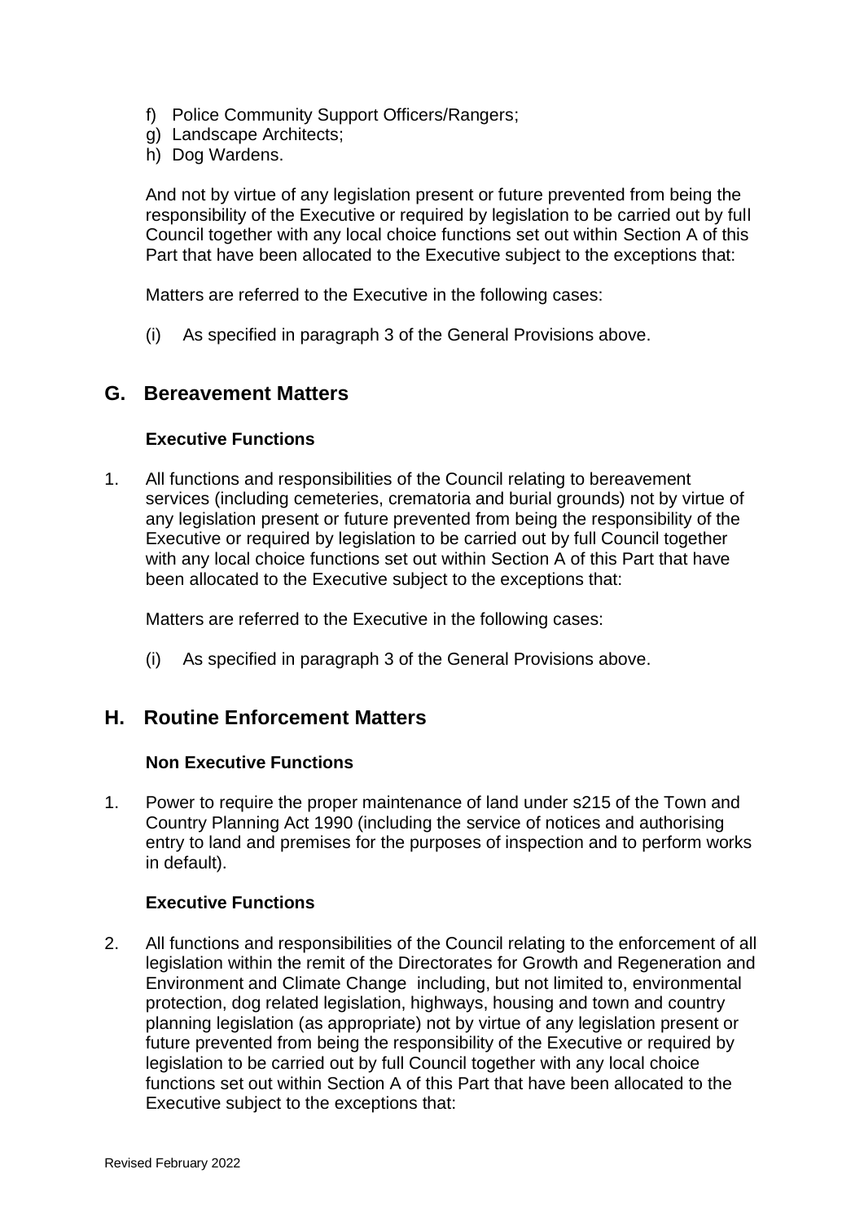f) Police Community Support Officers/Rangers;
g) Landscape Architects;
h) Dog Wardens.

And not by virtue of any legislation present or future prevented from being the responsibility of the Executive or required by legislation to be carried out by full Council together with any local choice functions set out within Section A of this Part that have been allocated to the Executive subject to the exceptions that:

Matters are referred to the Executive in the following cases:

(i) As specified in paragraph 3 of the General Provisions above.

## G. Bereavement Matters

### Executive Functions

1. All functions and responsibilities of the Council relating to bereavement services (including cemeteries, crematoria and burial grounds) not by virtue of any legislation present or future prevented from being the responsibility of the Executive or required by legislation to be carried out by full Council together with any local choice functions set out within Section A of this Part that have been allocated to the Executive subject to the exceptions that:

   Matters are referred to the Executive in the following cases:

   (i) As specified in paragraph 3 of the General Provisions above.

## H. Routine Enforcement Matters

### Non Executive Functions

1. Power to require the proper maintenance of land under s215 of the Town and Country Planning Act 1990 (including the service of notices and authorising entry to land and premises for the purposes of inspection and to perform works in default).

### Executive Functions

2. All functions and responsibilities of the Council relating to the enforcement of all legislation within the remit of the Directorates for Growth and Regeneration and Environment and Climate Change including, but not limited to, environmental protection, dog related legislation, highways, housing and town and country planning legislation (as appropriate) not by virtue of any legislation present or future prevented from being the responsibility of the Executive or required by legislation to be carried out by full Council together with any local choice functions set out within Section A of this Part that have been allocated to the Executive subject to the exceptions that: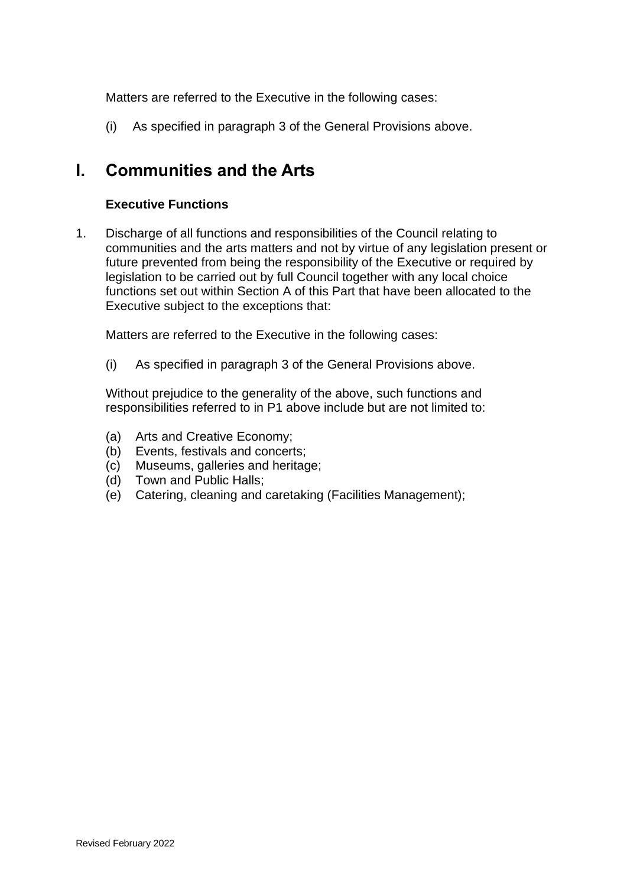Matters are referred to the Executive in the following cases:

(i) As specified in paragraph 3 of the General Provisions above.

## I. Communities and the Arts

**Executive Functions**

1. Discharge of all functions and responsibilities of the Council relating to communities and the arts matters and not by virtue of any legislation present or future prevented from being the responsibility of the Executive or required by legislation to be carried out by full Council together with any local choice functions set out within Section A of this Part that have been allocated to the Executive subject to the exceptions that:

   Matters are referred to the Executive in the following cases:

   (i) As specified in paragraph 3 of the General Provisions above.

   Without prejudice to the generality of the above, such functions and responsibilities referred to in P1 above include but are not limited to:

   (a) Arts and Creative Economy;
   (b) Events, festivals and concerts;
   (c) Museums, galleries and heritage;
   (d) Town and Public Halls;
   (e) Catering, cleaning and caretaking (Facilities Management);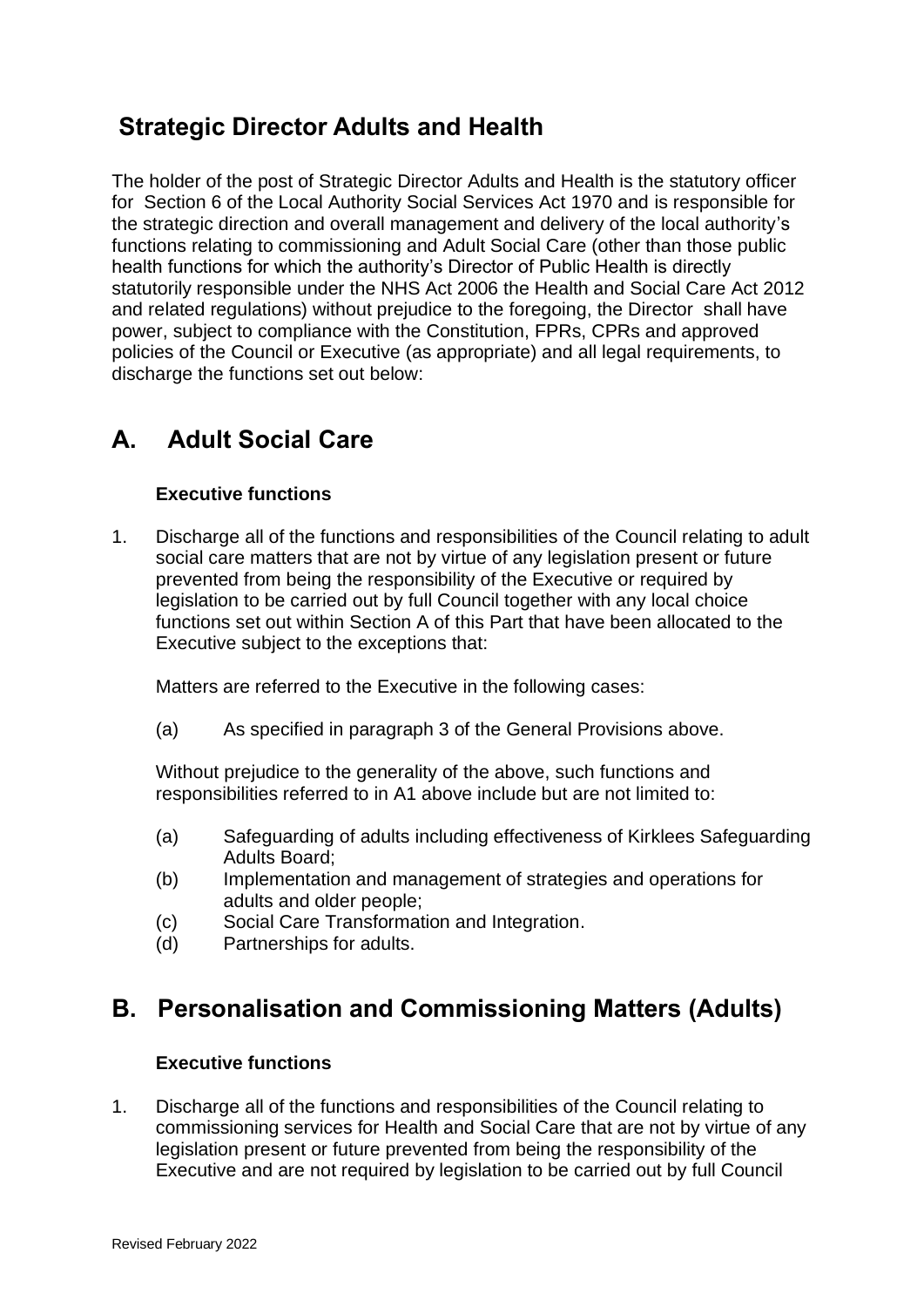## Strategic Director Adults and Health

The holder of the post of Strategic Director Adults and Health is the statutory officer for Section 6 of the Local Authority Social Services Act 1970 and is responsible for the strategic direction and overall management and delivery of the local authority's functions relating to commissioning and Adult Social Care (other than those public health functions for which the authority's Director of Public Health is directly statutorily responsible under the NHS Act 2006 the Health and Social Care Act 2012 and related regulations) without prejudice to the foregoing, the Director shall have power, subject to compliance with the Constitution, FPRs, CPRs and approved policies of the Council or Executive (as appropriate) and all legal requirements, to discharge the functions set out below:

## A. Adult Social Care

**Executive functions**

1. Discharge all of the functions and responsibilities of the Council relating to adult social care matters that are not by virtue of any legislation present or future prevented from being the responsibility of the Executive or required by legislation to be carried out by full Council together with any local choice functions set out within Section A of this Part that have been allocated to the Executive subject to the exceptions that:

   Matters are referred to the Executive in the following cases:

   (a) As specified in paragraph 3 of the General Provisions above.

   Without prejudice to the generality of the above, such functions and responsibilities referred to in A1 above include but are not limited to:

   (a) Safeguarding of adults including effectiveness of Kirklees Safeguarding Adults Board;
   (b) Implementation and management of strategies and operations for adults and older people;
   (c) Social Care Transformation and Integration.
   (d) Partnerships for adults.

## B. Personalisation and Commissioning Matters (Adults)

**Executive functions**

1. Discharge all of the functions and responsibilities of the Council relating to commissioning services for Health and Social Care that are not by virtue of any legislation present or future prevented from being the responsibility of the Executive and are not required by legislation to be carried out by full Council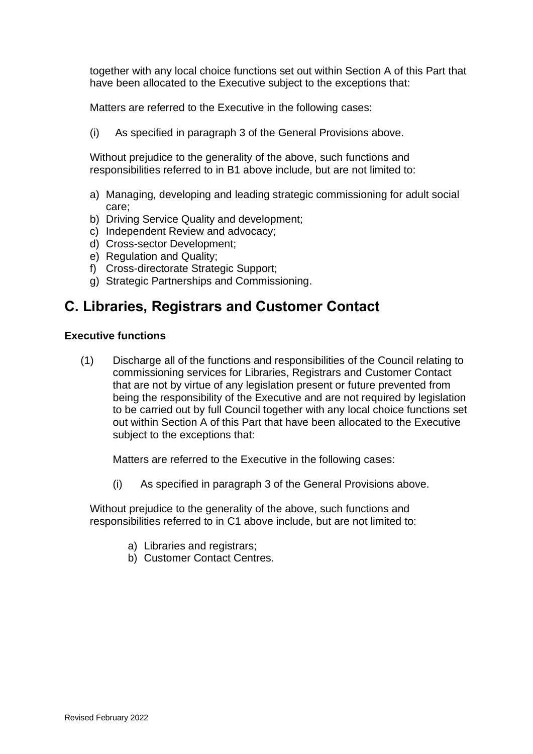together with any local choice functions set out within Section A of this Part that have been allocated to the Executive subject to the exceptions that:

Matters are referred to the Executive in the following cases:

(i) As specified in paragraph 3 of the General Provisions above.

Without prejudice to the generality of the above, such functions and responsibilities referred to in B1 above include, but are not limited to:

a) Managing, developing and leading strategic commissioning for adult social care;
b) Driving Service Quality and development;
c) Independent Review and advocacy;
d) Cross-sector Development;
e) Regulation and Quality;
f) Cross-directorate Strategic Support;
g) Strategic Partnerships and Commissioning.

## C. Libraries, Registrars and Customer Contact

**Executive functions**

(1) Discharge all of the functions and responsibilities of the Council relating to commissioning services for Libraries, Registrars and Customer Contact that are not by virtue of any legislation present or future prevented from being the responsibility of the Executive and are not required by legislation to be carried out by full Council together with any local choice functions set out within Section A of this Part that have been allocated to the Executive subject to the exceptions that:

Matters are referred to the Executive in the following cases:

(i) As specified in paragraph 3 of the General Provisions above.

Without prejudice to the generality of the above, such functions and responsibilities referred to in C1 above include, but are not limited to:

a) Libraries and registrars;
b) Customer Contact Centres.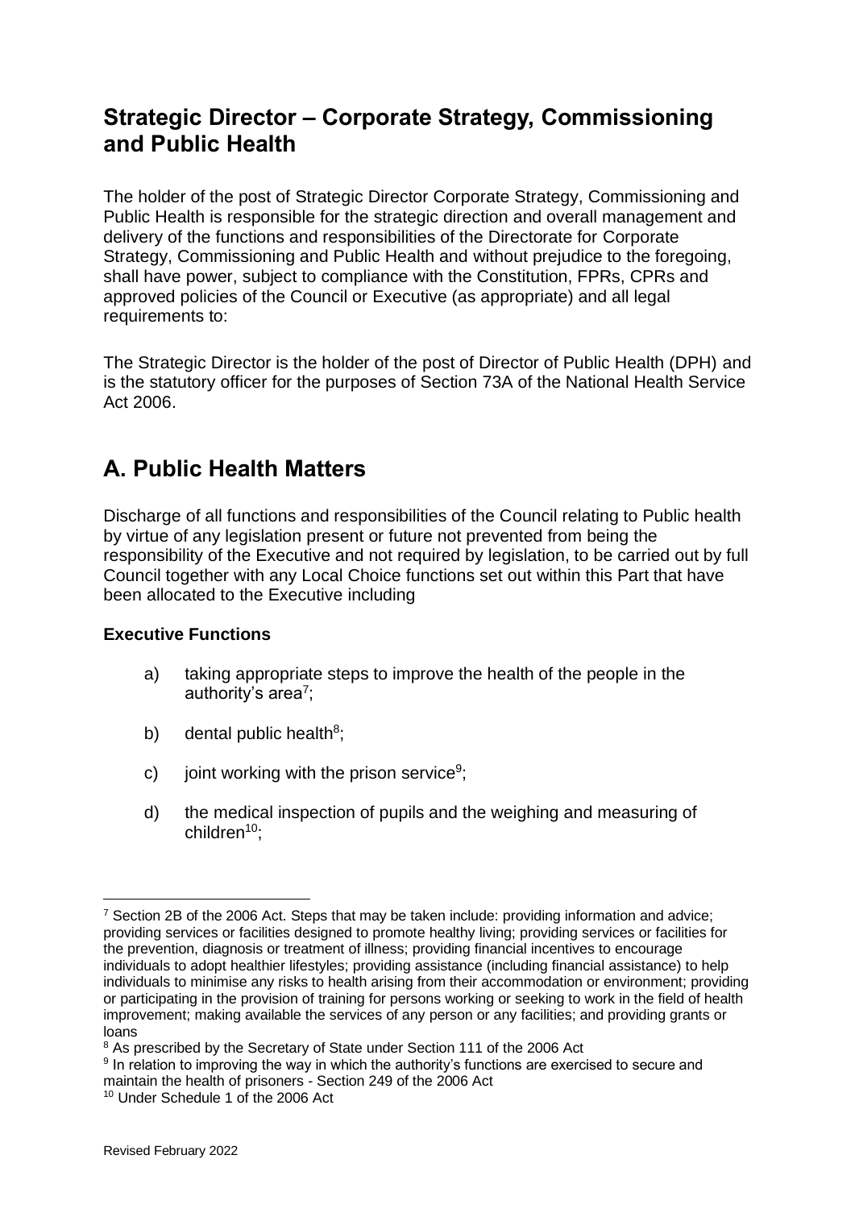## Strategic Director – Corporate Strategy, Commissioning and Public Health

The holder of the post of Strategic Director Corporate Strategy, Commissioning and Public Health is responsible for the strategic direction and overall management and delivery of the functions and responsibilities of the Directorate for Corporate Strategy, Commissioning and Public Health and without prejudice to the foregoing, shall have power, subject to compliance with the Constitution, FPRs, CPRs and approved policies of the Council or Executive (as appropriate) and all legal requirements to:

The Strategic Director is the holder of the post of Director of Public Health (DPH) and is the statutory officer for the purposes of Section 73A of the National Health Service Act 2006.

## A. Public Health Matters

Discharge of all functions and responsibilities of the Council relating to Public health by virtue of any legislation present or future not prevented from being the responsibility of the Executive and not required by legislation, to be carried out by full Council together with any Local Choice functions set out within this Part that have been allocated to the Executive including

**Executive Functions**

a) taking appropriate steps to improve the health of the people in the authority's area[7];

b) dental public health[8];

c) joint working with the prison service[9];

d) the medical inspection of pupils and the weighing and measuring of children[10];

---

[7] Section 2B of the 2006 Act. Steps that may be taken include: providing information and advice; providing services or facilities designed to promote healthy living; providing services or facilities for the prevention, diagnosis or treatment of illness; providing financial incentives to encourage individuals to adopt healthier lifestyles; providing assistance (including financial assistance) to help individuals to minimise any risks to health arising from their accommodation or environment; providing or participating in the provision of training for persons working or seeking to work in the field of health improvement; making available the services of any person or any facilities; and providing grants or loans

[8] As prescribed by the Secretary of State under Section 111 of the 2006 Act

[9] In relation to improving the way in which the authority's functions are exercised to secure and maintain the health of prisoners - Section 249 of the 2006 Act

[10] Under Schedule 1 of the 2006 Act

Revised February 2022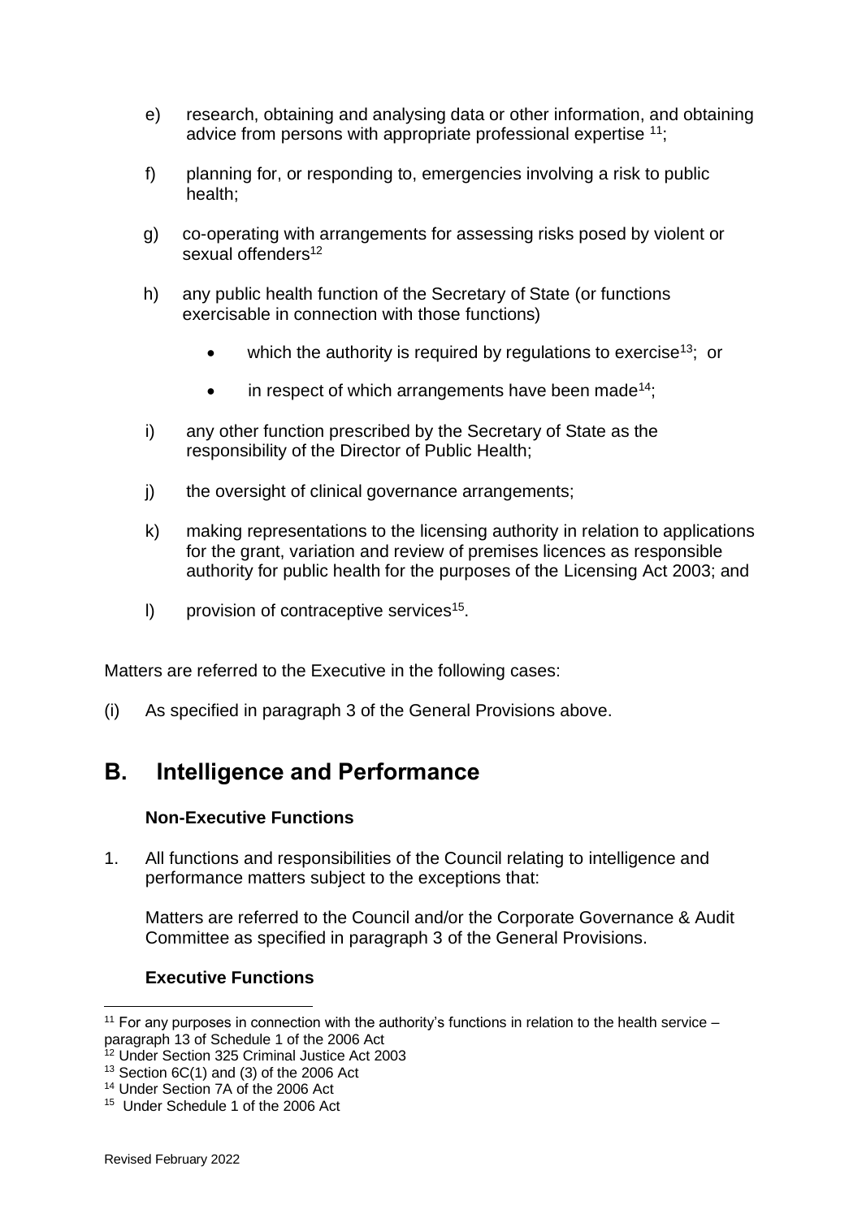e) research, obtaining and analysing data or other information, and obtaining advice from persons with appropriate professional expertise [11];

f) planning for, or responding to, emergencies involving a risk to public health;

g) co-operating with arrangements for assessing risks posed by violent or sexual offenders[12]

h) any public health function of the Secretary of State (or functions exercisable in connection with those functions)

- which the authority is required by regulations to exercise[13]; or
- in respect of which arrangements have been made[14];

i) any other function prescribed by the Secretary of State as the responsibility of the Director of Public Health;

j) the oversight of clinical governance arrangements;

k) making representations to the licensing authority in relation to applications for the grant, variation and review of premises licences as responsible authority for public health for the purposes of the Licensing Act 2003; and

l) provision of contraceptive services[15].

Matters are referred to the Executive in the following cases:

(i) As specified in paragraph 3 of the General Provisions above.

## B. Intelligence and Performance

**Non-Executive Functions**

1. All functions and responsibilities of the Council relating to intelligence and performance matters subject to the exceptions that:

   Matters are referred to the Council and/or the Corporate Governance & Audit Committee as specified in paragraph 3 of the General Provisions.

**Executive Functions**

---

[11] For any purposes in connection with the authority's functions in relation to the health service – paragraph 13 of Schedule 1 of the 2006 Act

[12] Under Section 325 Criminal Justice Act 2003

[13] Section 6C(1) and (3) of the 2006 Act

[14] Under Section 7A of the 2006 Act

[15] Under Schedule 1 of the 2006 Act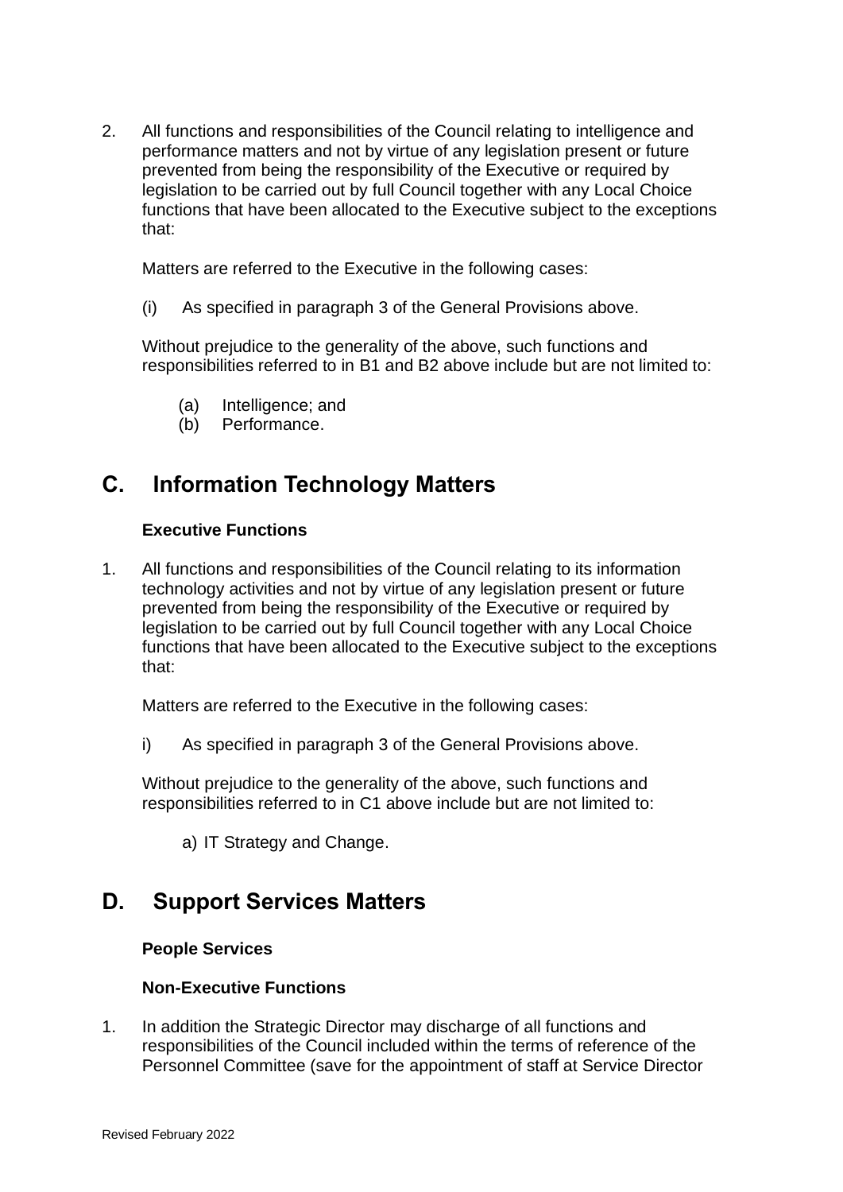2. All functions and responsibilities of the Council relating to intelligence and performance matters and not by virtue of any legislation present or future prevented from being the responsibility of the Executive or required by legislation to be carried out by full Council together with any Local Choice functions that have been allocated to the Executive subject to the exceptions that:

   Matters are referred to the Executive in the following cases:

   (i) As specified in paragraph 3 of the General Provisions above.

   Without prejudice to the generality of the above, such functions and responsibilities referred to in B1 and B2 above include but are not limited to:

   (a) Intelligence; and
   (b) Performance.

## C. Information Technology Matters

**Executive Functions**

1. All functions and responsibilities of the Council relating to its information technology activities and not by virtue of any legislation present or future prevented from being the responsibility of the Executive or required by legislation to be carried out by full Council together with any Local Choice functions that have been allocated to the Executive subject to the exceptions that:

   Matters are referred to the Executive in the following cases:

   i) As specified in paragraph 3 of the General Provisions above.

   Without prejudice to the generality of the above, such functions and responsibilities referred to in C1 above include but are not limited to:

   a) IT Strategy and Change.

## D. Support Services Matters

**People Services**

**Non-Executive Functions**

1. In addition the Strategic Director may discharge of all functions and responsibilities of the Council included within the terms of reference of the Personnel Committee (save for the appointment of staff at Service Director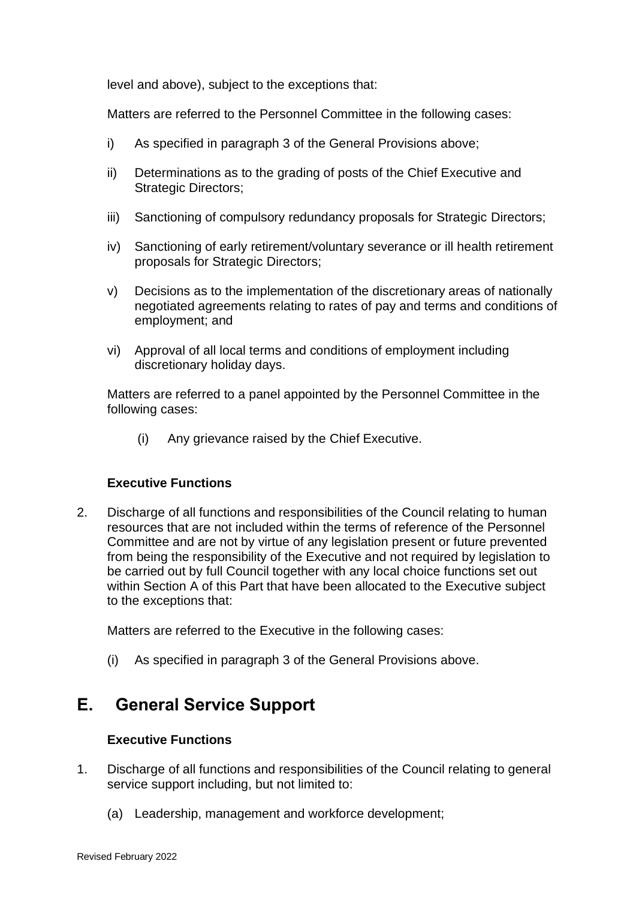level and above), subject to the exceptions that:

Matters are referred to the Personnel Committee in the following cases:

i) As specified in paragraph 3 of the General Provisions above;

ii) Determinations as to the grading of posts of the Chief Executive and Strategic Directors;

iii) Sanctioning of compulsory redundancy proposals for Strategic Directors;

iv) Sanctioning of early retirement/voluntary severance or ill health retirement proposals for Strategic Directors;

v) Decisions as to the implementation of the discretionary areas of nationally negotiated agreements relating to rates of pay and terms and conditions of employment; and

vi) Approval of all local terms and conditions of employment including discretionary holiday days.

Matters are referred to a panel appointed by the Personnel Committee in the following cases:

(i) Any grievance raised by the Chief Executive.

**Executive Functions**

2. Discharge of all functions and responsibilities of the Council relating to human resources that are not included within the terms of reference of the Personnel Committee and are not by virtue of any legislation present or future prevented from being the responsibility of the Executive and not required by legislation to be carried out by full Council together with any local choice functions set out within Section A of this Part that have been allocated to the Executive subject to the exceptions that:

   Matters are referred to the Executive in the following cases:

   (i) As specified in paragraph 3 of the General Provisions above.

## E. General Service Support

**Executive Functions**

1. Discharge of all functions and responsibilities of the Council relating to general service support including, but not limited to:

   (a) Leadership, management and workforce development;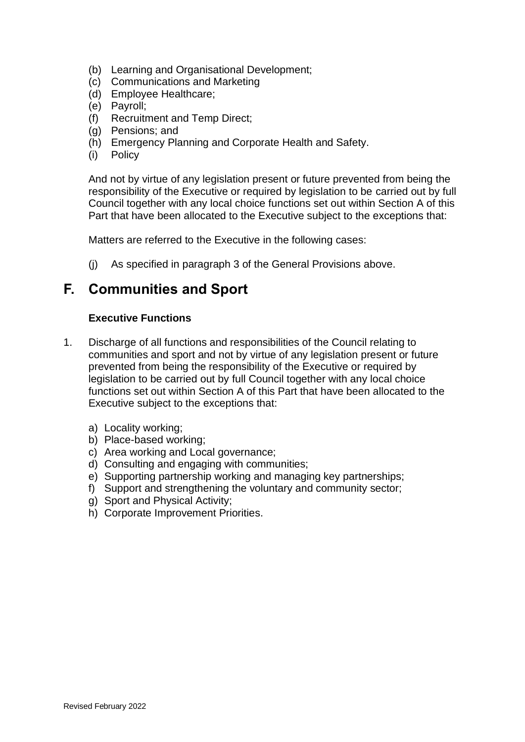(b) Learning and Organisational Development;
(c) Communications and Marketing
(d) Employee Healthcare;
(e) Payroll;
(f) Recruitment and Temp Direct;
(g) Pensions; and
(h) Emergency Planning and Corporate Health and Safety.
(i) Policy

And not by virtue of any legislation present or future prevented from being the responsibility of the Executive or required by legislation to be carried out by full Council together with any local choice functions set out within Section A of this Part that have been allocated to the Executive subject to the exceptions that:

Matters are referred to the Executive in the following cases:

(j) As specified in paragraph 3 of the General Provisions above.

## F. Communities and Sport

### Executive Functions

1. Discharge of all functions and responsibilities of the Council relating to communities and sport and not by virtue of any legislation present or future prevented from being the responsibility of the Executive or required by legislation to be carried out by full Council together with any local choice functions set out within Section A of this Part that have been allocated to the Executive subject to the exceptions that:

   a) Locality working;
   b) Place-based working;
   c) Area working and Local governance;
   d) Consulting and engaging with communities;
   e) Supporting partnership working and managing key partnerships;
   f) Support and strengthening the voluntary and community sector;
   g) Sport and Physical Activity;
   h) Corporate Improvement Priorities.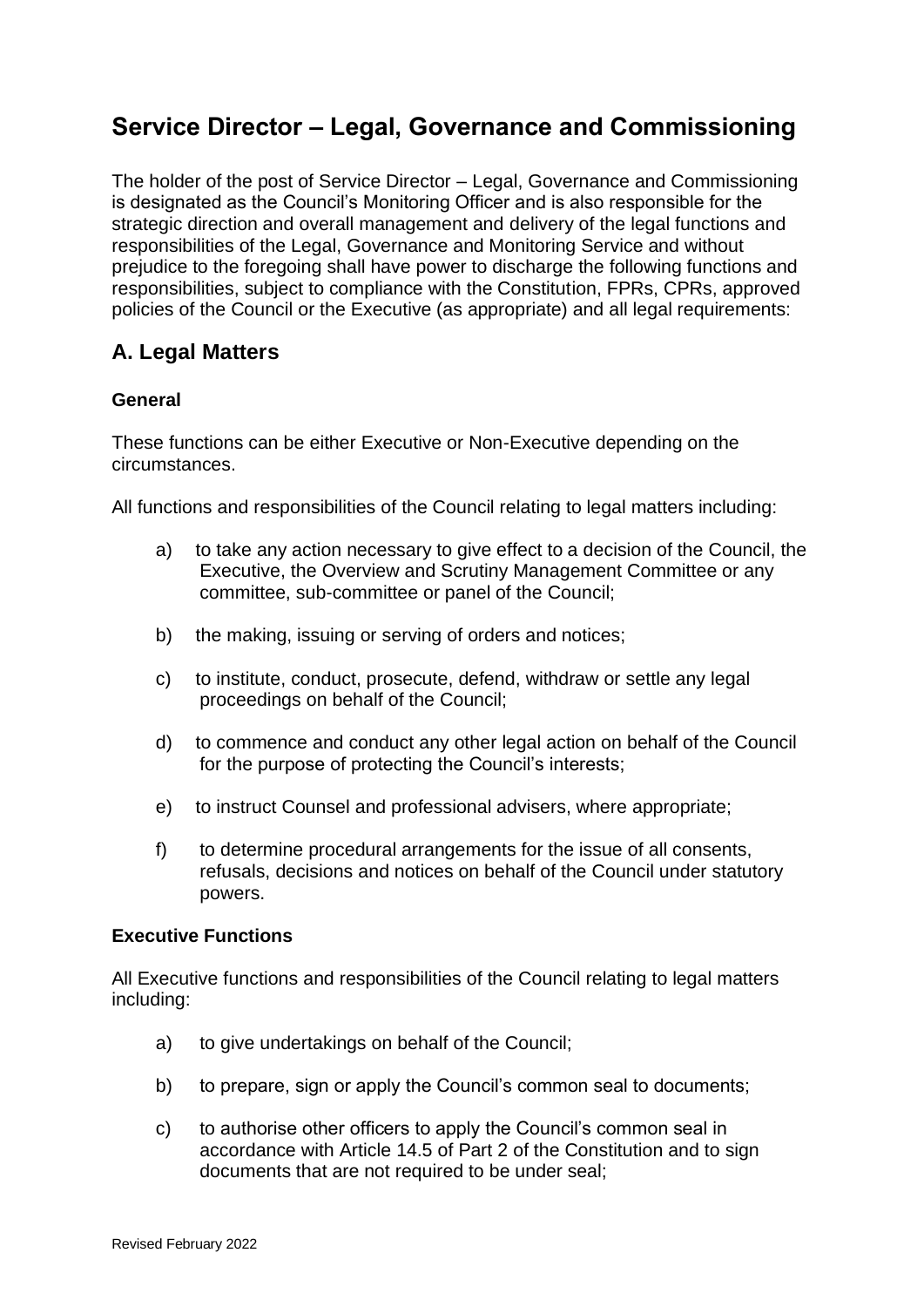# Service Director – Legal, Governance and Commissioning

The holder of the post of Service Director – Legal, Governance and Commissioning is designated as the Council's Monitoring Officer and is also responsible for the strategic direction and overall management and delivery of the legal functions and responsibilities of the Legal, Governance and Monitoring Service and without prejudice to the foregoing shall have power to discharge the following functions and responsibilities, subject to compliance with the Constitution, FPRs, CPRs, approved policies of the Council or the Executive (as appropriate) and all legal requirements:

## A. Legal Matters

### General

These functions can be either Executive or Non-Executive depending on the circumstances.

All functions and responsibilities of the Council relating to legal matters including:

a) to take any action necessary to give effect to a decision of the Council, the Executive, the Overview and Scrutiny Management Committee or any committee, sub-committee or panel of the Council;

b) the making, issuing or serving of orders and notices;

c) to institute, conduct, prosecute, defend, withdraw or settle any legal proceedings on behalf of the Council;

d) to commence and conduct any other legal action on behalf of the Council for the purpose of protecting the Council's interests;

e) to instruct Counsel and professional advisers, where appropriate;

f) to determine procedural arrangements for the issue of all consents, refusals, decisions and notices on behalf of the Council under statutory powers.

### Executive Functions

All Executive functions and responsibilities of the Council relating to legal matters including:

a) to give undertakings on behalf of the Council;

b) to prepare, sign or apply the Council's common seal to documents;

c) to authorise other officers to apply the Council's common seal in accordance with Article 14.5 of Part 2 of the Constitution and to sign documents that are not required to be under seal;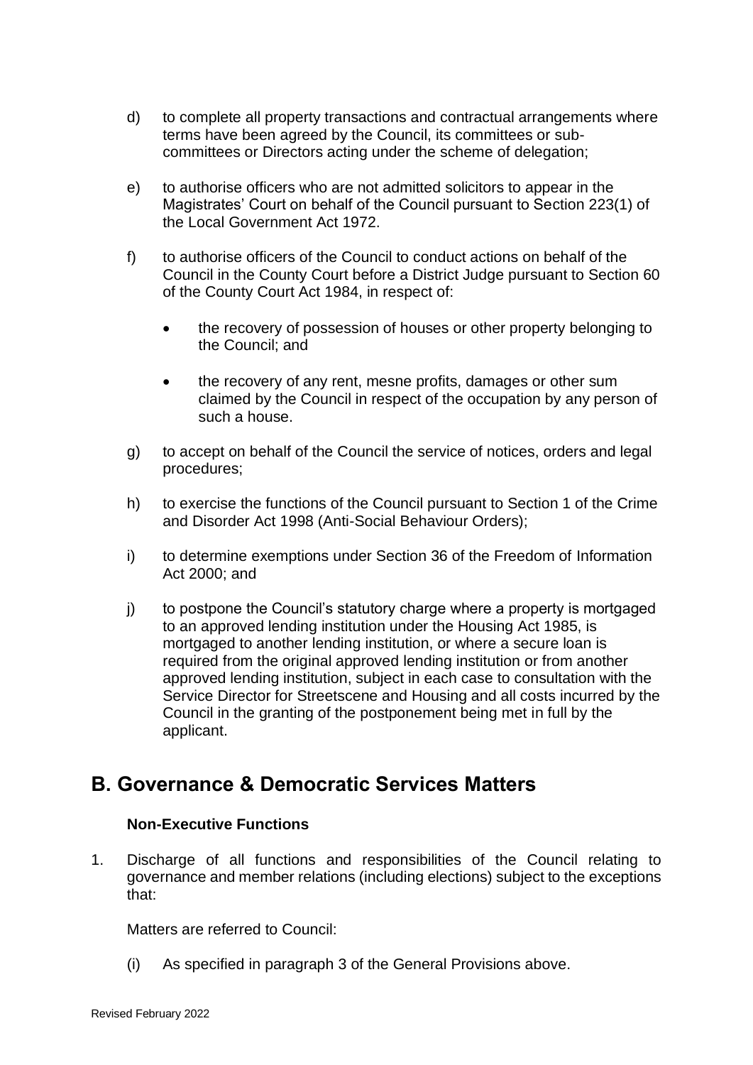d) to complete all property transactions and contractual arrangements where terms have been agreed by the Council, its committees or sub-committees or Directors acting under the scheme of delegation;

e) to authorise officers who are not admitted solicitors to appear in the Magistrates' Court on behalf of the Council pursuant to Section 223(1) of the Local Government Act 1972.

f) to authorise officers of the Council to conduct actions on behalf of the Council in the County Court before a District Judge pursuant to Section 60 of the County Court Act 1984, in respect of:

- the recovery of possession of houses or other property belonging to the Council; and
- the recovery of any rent, mesne profits, damages or other sum claimed by the Council in respect of the occupation by any person of such a house.

g) to accept on behalf of the Council the service of notices, orders and legal procedures;

h) to exercise the functions of the Council pursuant to Section 1 of the Crime and Disorder Act 1998 (Anti-Social Behaviour Orders);

i) to determine exemptions under Section 36 of the Freedom of Information Act 2000; and

j) to postpone the Council's statutory charge where a property is mortgaged to an approved lending institution under the Housing Act 1985, is mortgaged to another lending institution, or where a secure loan is required from the original approved lending institution or from another approved lending institution, subject in each case to consultation with the Service Director for Streetscene and Housing and all costs incurred by the Council in the granting of the postponement being met in full by the applicant.

## B. Governance & Democratic Services Matters

**Non-Executive Functions**

1. Discharge of all functions and responsibilities of the Council relating to governance and member relations (including elections) subject to the exceptions that:

   Matters are referred to Council:

   (i) As specified in paragraph 3 of the General Provisions above.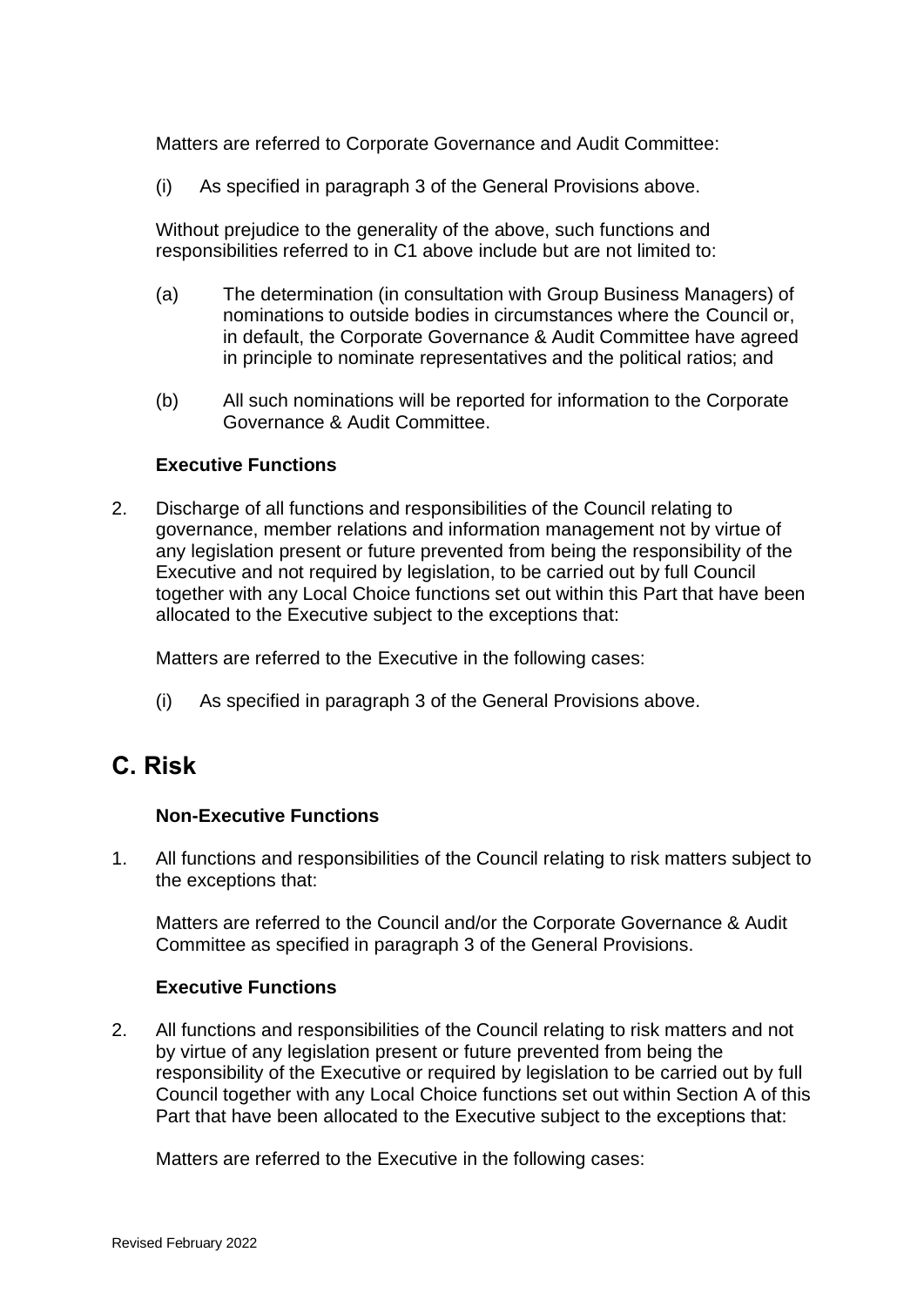Matters are referred to Corporate Governance and Audit Committee:

(i) As specified in paragraph 3 of the General Provisions above.

Without prejudice to the generality of the above, such functions and responsibilities referred to in C1 above include but are not limited to:

(a) The determination (in consultation with Group Business Managers) of nominations to outside bodies in circumstances where the Council or, in default, the Corporate Governance & Audit Committee have agreed in principle to nominate representatives and the political ratios; and

(b) All such nominations will be reported for information to the Corporate Governance & Audit Committee.

**Executive Functions**

2. Discharge of all functions and responsibilities of the Council relating to governance, member relations and information management not by virtue of any legislation present or future prevented from being the responsibility of the Executive and not required by legislation, to be carried out by full Council together with any Local Choice functions set out within this Part that have been allocated to the Executive subject to the exceptions that:

   Matters are referred to the Executive in the following cases:

   (i) As specified in paragraph 3 of the General Provisions above.

## C. Risk

**Non-Executive Functions**

1. All functions and responsibilities of the Council relating to risk matters subject to the exceptions that:

   Matters are referred to the Council and/or the Corporate Governance & Audit Committee as specified in paragraph 3 of the General Provisions.

**Executive Functions**

2. All functions and responsibilities of the Council relating to risk matters and not by virtue of any legislation present or future prevented from being the responsibility of the Executive or required by legislation to be carried out by full Council together with any Local Choice functions set out within Section A of this Part that have been allocated to the Executive subject to the exceptions that:

   Matters are referred to the Executive in the following cases:

Revised February 2022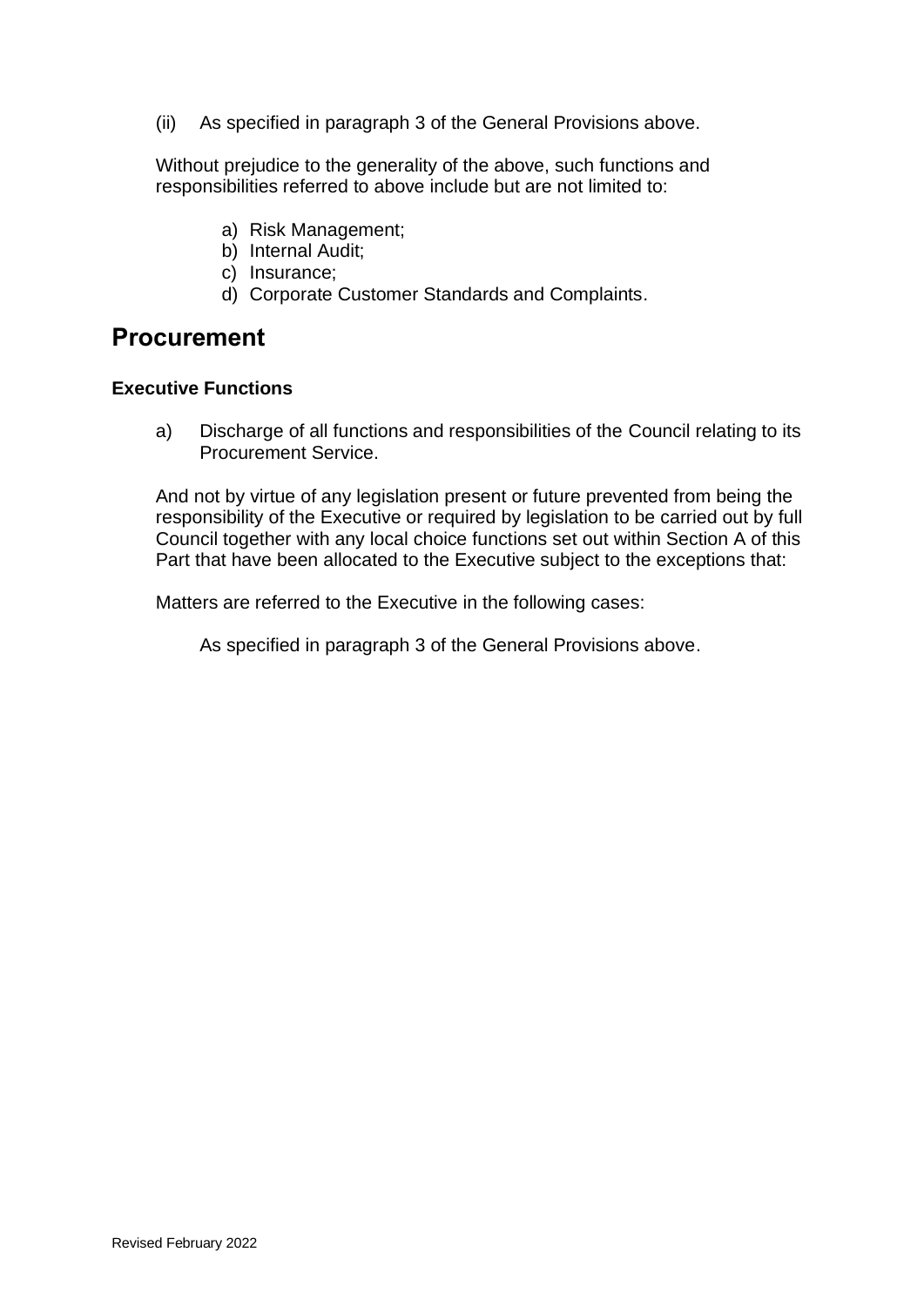(ii) As specified in paragraph 3 of the General Provisions above.

Without prejudice to the generality of the above, such functions and responsibilities referred to above include but are not limited to:

a) Risk Management;
b) Internal Audit;
c) Insurance;
d) Corporate Customer Standards and Complaints.

## Procurement

### Executive Functions

a) Discharge of all functions and responsibilities of the Council relating to its Procurement Service.

And not by virtue of any legislation present or future prevented from being the responsibility of the Executive or required by legislation to be carried out by full Council together with any local choice functions set out within Section A of this Part that have been allocated to the Executive subject to the exceptions that:

Matters are referred to the Executive in the following cases:

As specified in paragraph 3 of the General Provisions above.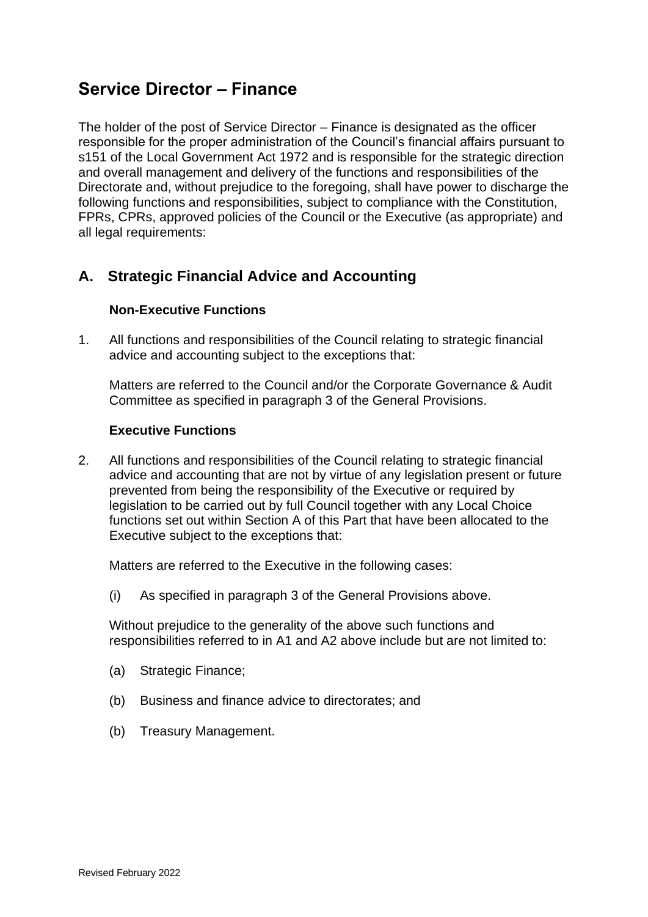# Service Director – Finance

The holder of the post of Service Director – Finance is designated as the officer responsible for the proper administration of the Council's financial affairs pursuant to s151 of the Local Government Act 1972 and is responsible for the strategic direction and overall management and delivery of the functions and responsibilities of the Directorate and, without prejudice to the foregoing, shall have power to discharge the following functions and responsibilities, subject to compliance with the Constitution, FPRs, CPRs, approved policies of the Council or the Executive (as appropriate) and all legal requirements:

## A. Strategic Financial Advice and Accounting

**Non-Executive Functions**

1. All functions and responsibilities of the Council relating to strategic financial advice and accounting subject to the exceptions that:

   Matters are referred to the Council and/or the Corporate Governance & Audit Committee as specified in paragraph 3 of the General Provisions.

**Executive Functions**

2. All functions and responsibilities of the Council relating to strategic financial advice and accounting that are not by virtue of any legislation present or future prevented from being the responsibility of the Executive or required by legislation to be carried out by full Council together with any Local Choice functions set out within Section A of this Part that have been allocated to the Executive subject to the exceptions that:

   Matters are referred to the Executive in the following cases:

   (i) As specified in paragraph 3 of the General Provisions above.

   Without prejudice to the generality of the above such functions and responsibilities referred to in A1 and A2 above include but are not limited to:

   (a) Strategic Finance;

   (b) Business and finance advice to directorates; and

   (b) Treasury Management.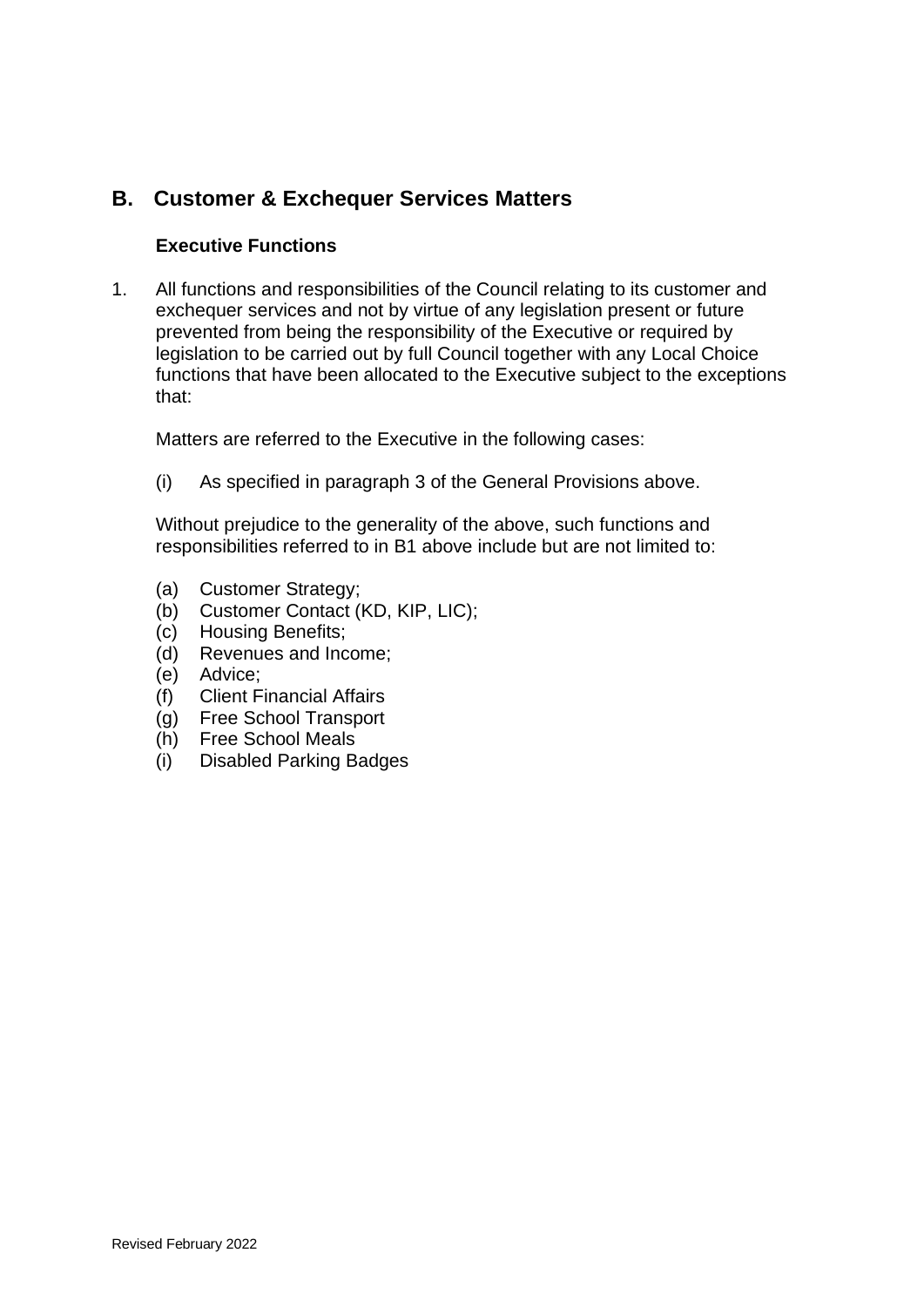## B. Customer & Exchequer Services Matters

**Executive Functions**

1. All functions and responsibilities of the Council relating to its customer and exchequer services and not by virtue of any legislation present or future prevented from being the responsibility of the Executive or required by legislation to be carried out by full Council together with any Local Choice functions that have been allocated to the Executive subject to the exceptions that:

   Matters are referred to the Executive in the following cases:

   (i) As specified in paragraph 3 of the General Provisions above.

   Without prejudice to the generality of the above, such functions and responsibilities referred to in B1 above include but are not limited to:

   (a) Customer Strategy;
   (b) Customer Contact (KD, KIP, LIC);
   (c) Housing Benefits;
   (d) Revenues and Income;
   (e) Advice;
   (f) Client Financial Affairs
   (g) Free School Transport
   (h) Free School Meals
   (i) Disabled Parking Badges

Revised February 2022